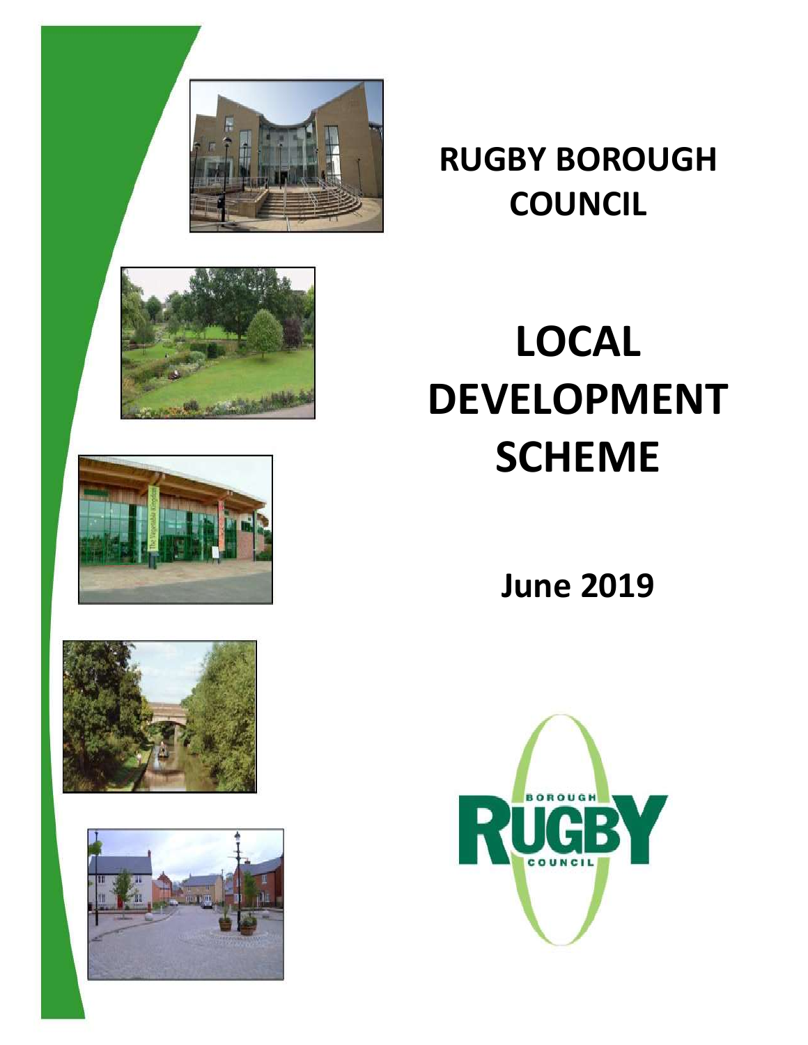# RUGBY BOROUGH COUNCIL

# LOCAL DEVELOPMENT SCHEME

## June 2019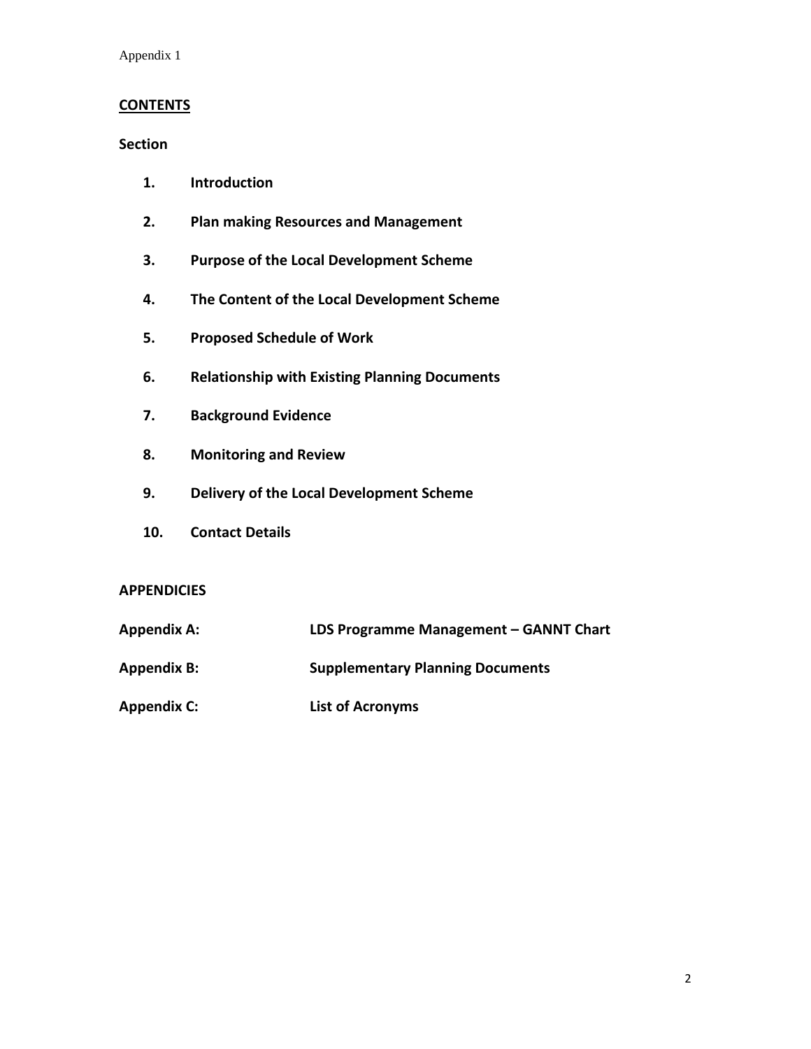Appendix 1

## CONTENTS

**Section**

1. **Introduction**
2. **Plan making Resources and Management**
3. **Purpose of the Local Development Scheme**
4. **The Content of the Local Development Scheme**
5. **Proposed Schedule of Work**
6. **Relationship with Existing Planning Documents**
7. **Background Evidence**
8. **Monitoring and Review**
9. **Delivery of the Local Development Scheme**
10. **Contact Details**

**APPENDICIES**

**Appendix A:** **LDS Programme Management – GANNT Chart**

**Appendix B:** **Supplementary Planning Documents**

**Appendix C:** **List of Acronyms**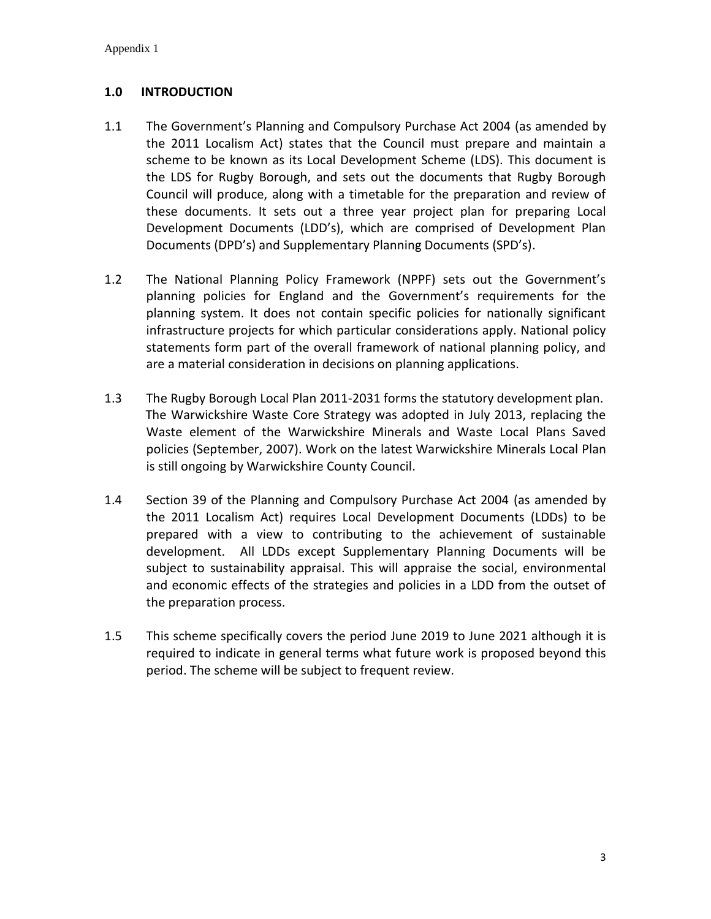Appendix 1

## 1.0 INTRODUCTION

1.1 The Government's Planning and Compulsory Purchase Act 2004 (as amended by the 2011 Localism Act) states that the Council must prepare and maintain a scheme to be known as its Local Development Scheme (LDS). This document is the LDS for Rugby Borough, and sets out the documents that Rugby Borough Council will produce, along with a timetable for the preparation and review of these documents. It sets out a three year project plan for preparing Local Development Documents (LDD's), which are comprised of Development Plan Documents (DPD's) and Supplementary Planning Documents (SPD's).

1.2 The National Planning Policy Framework (NPPF) sets out the Government's planning policies for England and the Government's requirements for the planning system. It does not contain specific policies for nationally significant infrastructure projects for which particular considerations apply. National policy statements form part of the overall framework of national planning policy, and are a material consideration in decisions on planning applications.

1.3 The Rugby Borough Local Plan 2011-2031 forms the statutory development plan. The Warwickshire Waste Core Strategy was adopted in July 2013, replacing the Waste element of the Warwickshire Minerals and Waste Local Plans Saved policies (September, 2007). Work on the latest Warwickshire Minerals Local Plan is still ongoing by Warwickshire County Council.

1.4 Section 39 of the Planning and Compulsory Purchase Act 2004 (as amended by the 2011 Localism Act) requires Local Development Documents (LDDs) to be prepared with a view to contributing to the achievement of sustainable development. All LDDs except Supplementary Planning Documents will be subject to sustainability appraisal. This will appraise the social, environmental and economic effects of the strategies and policies in a LDD from the outset of the preparation process.

1.5 This scheme specifically covers the period June 2019 to June 2021 although it is required to indicate in general terms what future work is proposed beyond this period. The scheme will be subject to frequent review.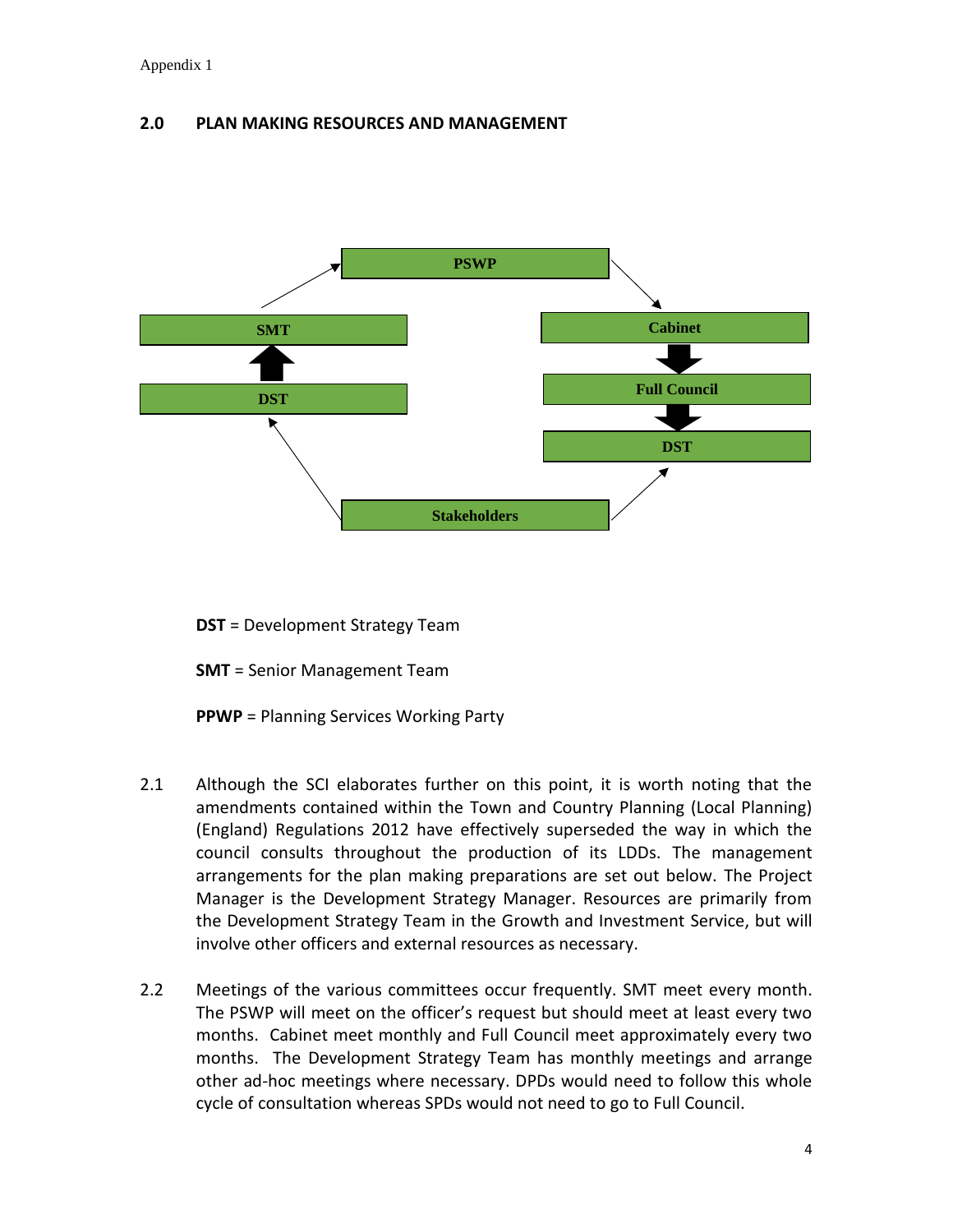## 2.0 PLAN MAKING RESOURCES AND MANAGEMENT

PSWP

SMT

Cabinet

Full Council

DST

DST

Stakeholders

**DST** = Development Strategy Team

**SMT** = Senior Management Team

**PPWP** = Planning Services Working Party

2.1 Although the SCI elaborates further on this point, it is worth noting that the amendments contained within the Town and Country Planning (Local Planning) (England) Regulations 2012 have effectively superseded the way in which the council consults throughout the production of its LDDs. The management arrangements for the plan making preparations are set out below. The Project Manager is the Development Strategy Manager. Resources are primarily from the Development Strategy Team in the Growth and Investment Service, but will involve other officers and external resources as necessary.

2.2 Meetings of the various committees occur frequently. SMT meet every month. The PSWP will meet on the officer's request but should meet at least every two months. Cabinet meet monthly and Full Council meet approximately every two months. The Development Strategy Team has monthly meetings and arrange other ad-hoc meetings where necessary. DPDs would need to follow this whole cycle of consultation whereas SPDs would not need to go to Full Council.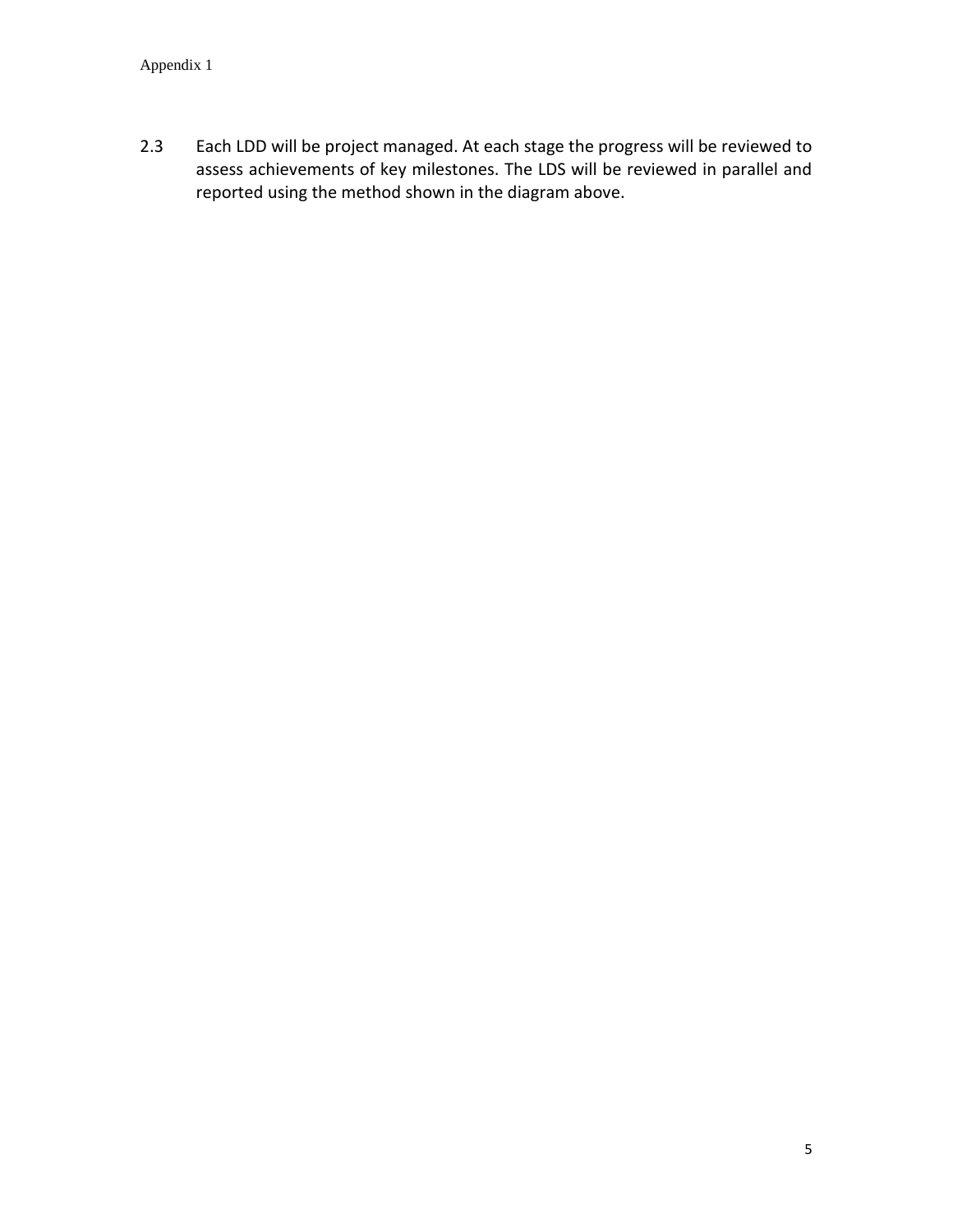2.3 Each LDD will be project managed. At each stage the progress will be reviewed to assess achievements of key milestones. The LDS will be reviewed in parallel and reported using the method shown in the diagram above.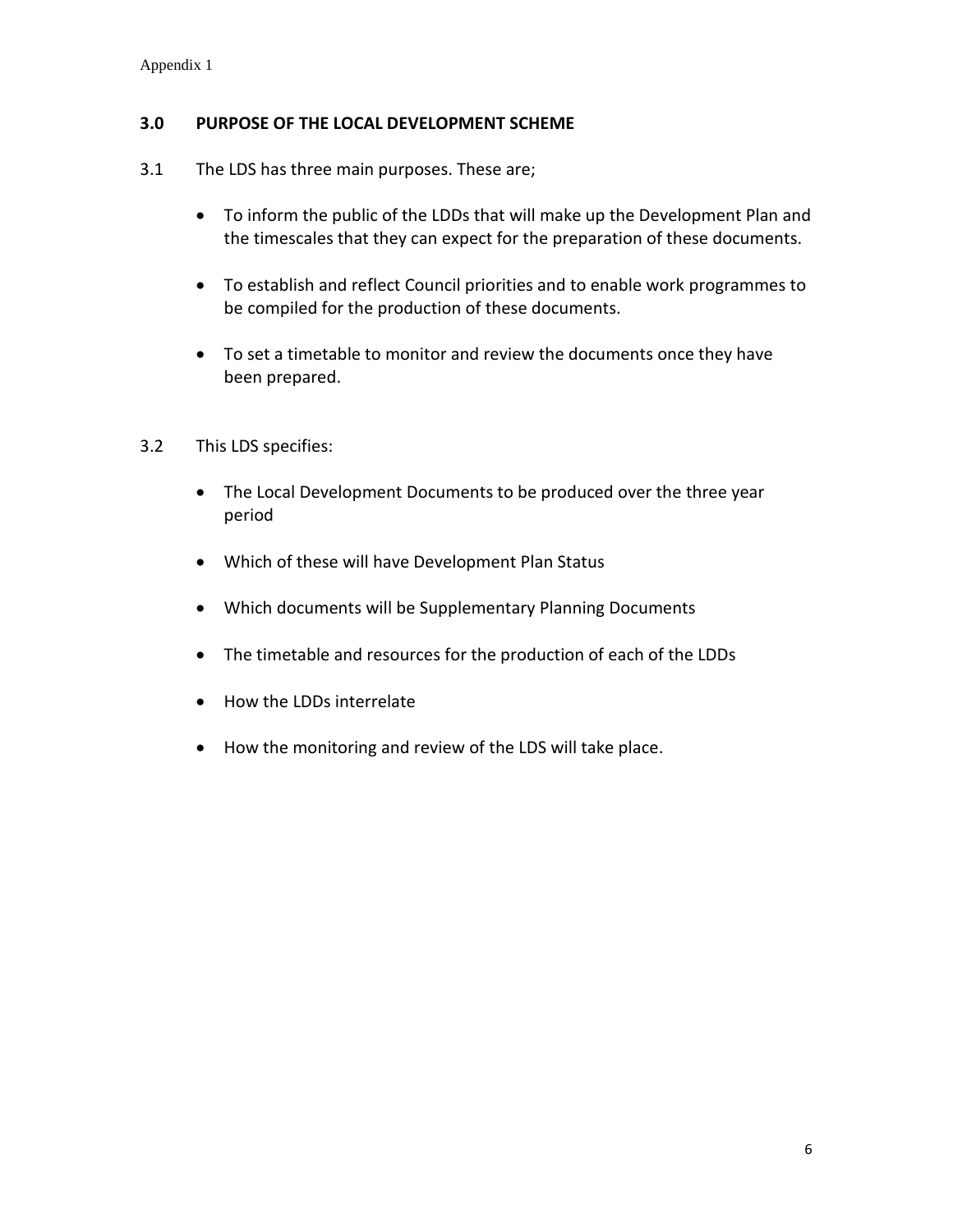## 3.0 PURPOSE OF THE LOCAL DEVELOPMENT SCHEME

3.1 The LDS has three main purposes. These are;

- To inform the public of the LDDs that will make up the Development Plan and the timescales that they can expect for the preparation of these documents.
- To establish and reflect Council priorities and to enable work programmes to be compiled for the production of these documents.
- To set a timetable to monitor and review the documents once they have been prepared.

3.2 This LDS specifies:

- The Local Development Documents to be produced over the three year period
- Which of these will have Development Plan Status
- Which documents will be Supplementary Planning Documents
- The timetable and resources for the production of each of the LDDs
- How the LDDs interrelate
- How the monitoring and review of the LDS will take place.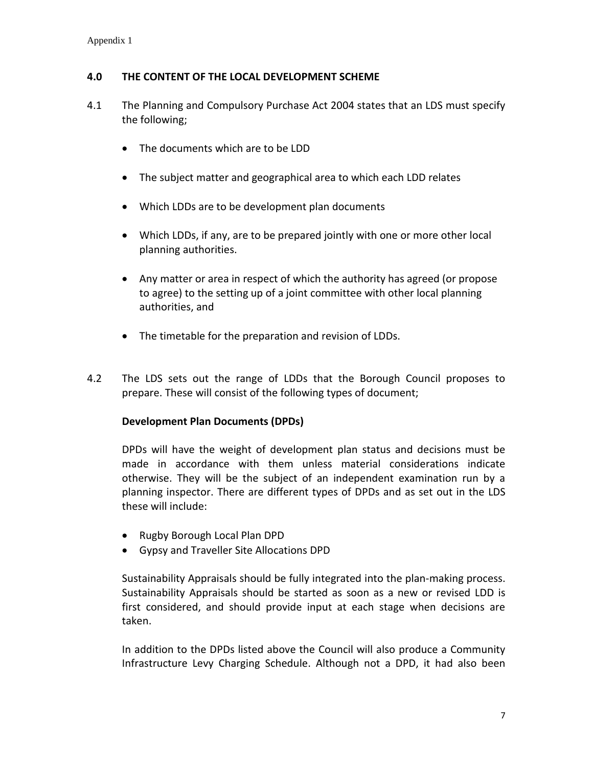## 4.0 THE CONTENT OF THE LOCAL DEVELOPMENT SCHEME

4.1 The Planning and Compulsory Purchase Act 2004 states that an LDS must specify the following;

- The documents which are to be LDD
- The subject matter and geographical area to which each LDD relates
- Which LDDs are to be development plan documents
- Which LDDs, if any, are to be prepared jointly with one or more other local planning authorities.
- Any matter or area in respect of which the authority has agreed (or propose to agree) to the setting up of a joint committee with other local planning authorities, and
- The timetable for the preparation and revision of LDDs.

4.2 The LDS sets out the range of LDDs that the Borough Council proposes to prepare. These will consist of the following types of document;

**Development Plan Documents (DPDs)**

DPDs will have the weight of development plan status and decisions must be made in accordance with them unless material considerations indicate otherwise. They will be the subject of an independent examination run by a planning inspector. There are different types of DPDs and as set out in the LDS these will include:

- Rugby Borough Local Plan DPD
- Gypsy and Traveller Site Allocations DPD

Sustainability Appraisals should be fully integrated into the plan-making process. Sustainability Appraisals should be started as soon as a new or revised LDD is first considered, and should provide input at each stage when decisions are taken.

In addition to the DPDs listed above the Council will also produce a Community Infrastructure Levy Charging Schedule. Although not a DPD, it had also been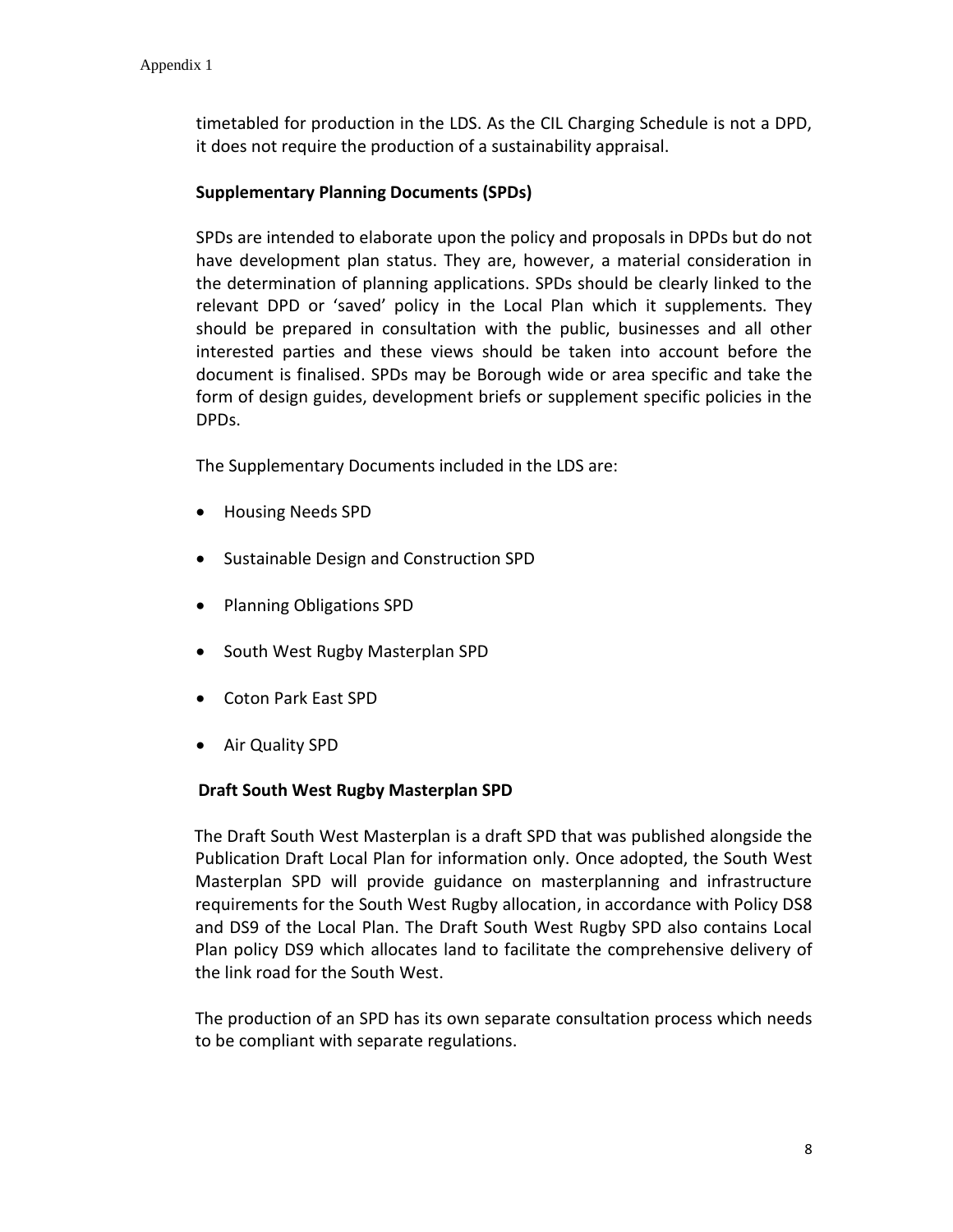timetabled for production in the LDS. As the CIL Charging Schedule is not a DPD, it does not require the production of a sustainability appraisal.

**Supplementary Planning Documents (SPDs)**

SPDs are intended to elaborate upon the policy and proposals in DPDs but do not have development plan status. They are, however, a material consideration in the determination of planning applications. SPDs should be clearly linked to the relevant DPD or 'saved' policy in the Local Plan which it supplements. They should be prepared in consultation with the public, businesses and all other interested parties and these views should be taken into account before the document is finalised. SPDs may be Borough wide or area specific and take the form of design guides, development briefs or supplement specific policies in the DPDs.

The Supplementary Documents included in the LDS are:

- Housing Needs SPD
- Sustainable Design and Construction SPD
- Planning Obligations SPD
- South West Rugby Masterplan SPD
- Coton Park East SPD
- Air Quality SPD

**Draft South West Rugby Masterplan SPD**

The Draft South West Masterplan is a draft SPD that was published alongside the Publication Draft Local Plan for information only. Once adopted, the South West Masterplan SPD will provide guidance on masterplanning and infrastructure requirements for the South West Rugby allocation, in accordance with Policy DS8 and DS9 of the Local Plan. The Draft South West Rugby SPD also contains Local Plan policy DS9 which allocates land to facilitate the comprehensive delivery of the link road for the South West.

The production of an SPD has its own separate consultation process which needs to be compliant with separate regulations.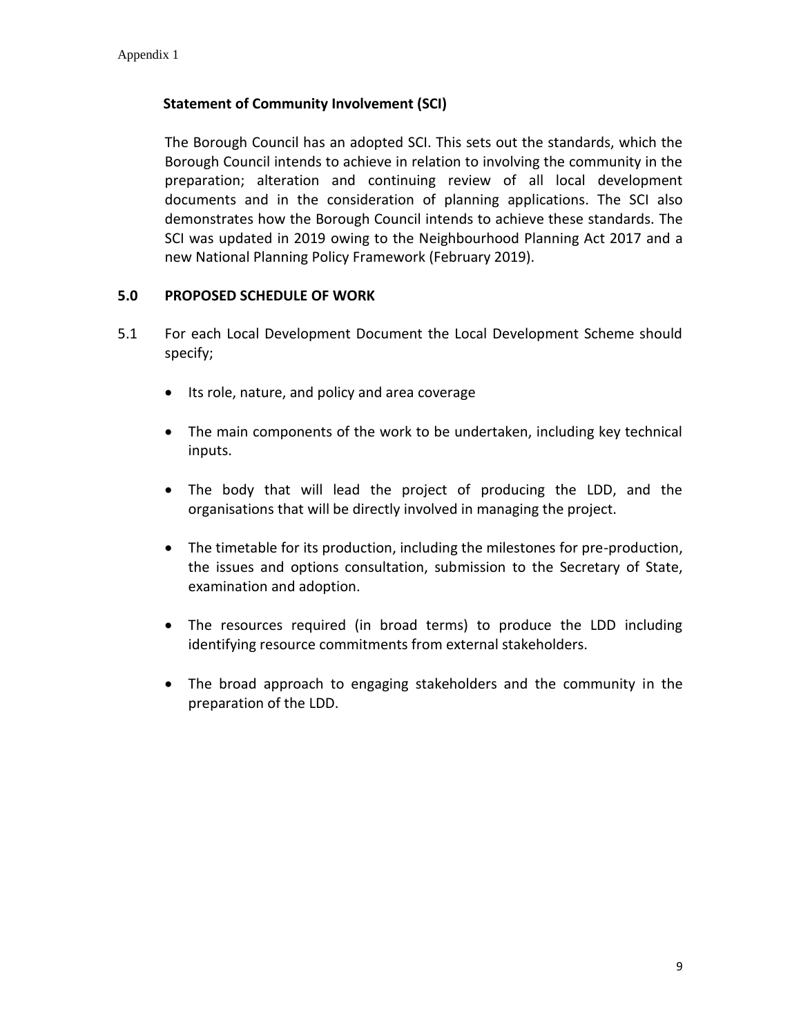### Statement of Community Involvement (SCI)

The Borough Council has an adopted SCI. This sets out the standards, which the Borough Council intends to achieve in relation to involving the community in the preparation; alteration and continuing review of all local development documents and in the consideration of planning applications. The SCI also demonstrates how the Borough Council intends to achieve these standards. The SCI was updated in 2019 owing to the Neighbourhood Planning Act 2017 and a new National Planning Policy Framework (February 2019).

## 5.0 PROPOSED SCHEDULE OF WORK

5.1 For each Local Development Document the Local Development Scheme should specify;

- Its role, nature, and policy and area coverage
- The main components of the work to be undertaken, including key technical inputs.
- The body that will lead the project of producing the LDD, and the organisations that will be directly involved in managing the project.
- The timetable for its production, including the milestones for pre-production, the issues and options consultation, submission to the Secretary of State, examination and adoption.
- The resources required (in broad terms) to produce the LDD including identifying resource commitments from external stakeholders.
- The broad approach to engaging stakeholders and the community in the preparation of the LDD.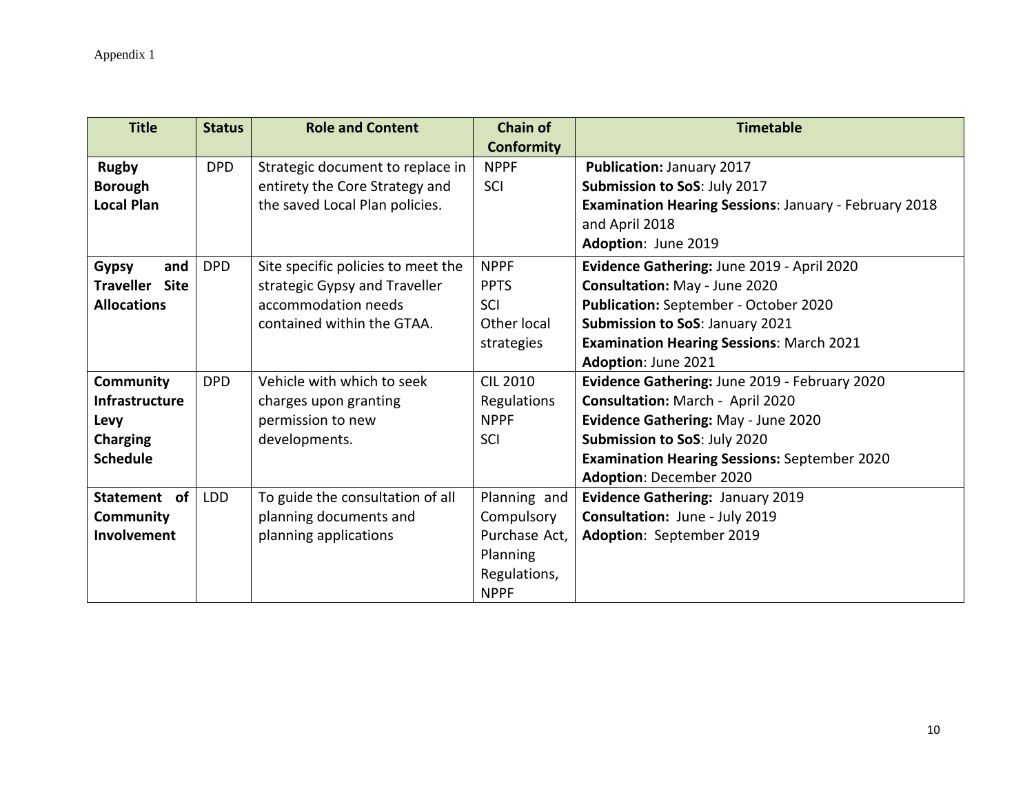Appendix 1

| Title | Status | Role and Content | Chain of Conformity | Timetable |
| --- | --- | --- | --- | --- |
| **Rugby Borough Local Plan** | DPD | Strategic document to replace in entirety the Core Strategy and the saved Local Plan policies. | NPPF<br>SCI | **Publication:** January 2017<br>**Submission to SoS**: July 2017<br>**Examination Hearing Sessions**: January - February 2018 and April 2018<br>**Adoption**: June 2019 |
| **Gypsy and Traveller Site Allocations** | DPD | Site specific policies to meet the strategic Gypsy and Traveller accommodation needs contained within the GTAA. | NPPF<br>PPTS<br>SCI<br>Other local strategies | **Evidence Gathering:** June 2019 - April 2020<br>**Consultation:** May - June 2020<br>**Publication:** September - October 2020<br>**Submission to SoS**: January 2021<br>**Examination Hearing Sessions**: March 2021<br>**Adoption**: June 2021 |
| **Community Infrastructure Levy Charging Schedule** | DPD | Vehicle with which to seek charges upon granting permission to new developments. | CIL 2010 Regulations<br>NPPF<br>SCI | **Evidence Gathering:** June 2019 - February 2020<br>**Consultation:** March - April 2020<br>**Evidence Gathering:** May - June 2020<br>**Submission to SoS**: July 2020<br>**Examination Hearing Sessions:** September 2020<br>**Adoption**: December 2020 |
| **Statement of Community Involvement** | LDD | To guide the consultation of all planning documents and planning applications | Planning and Compulsory Purchase Act, Planning Regulations, NPPF | **Evidence Gathering:** January 2019<br>**Consultation:** June - July 2019<br>**Adoption**: September 2019 |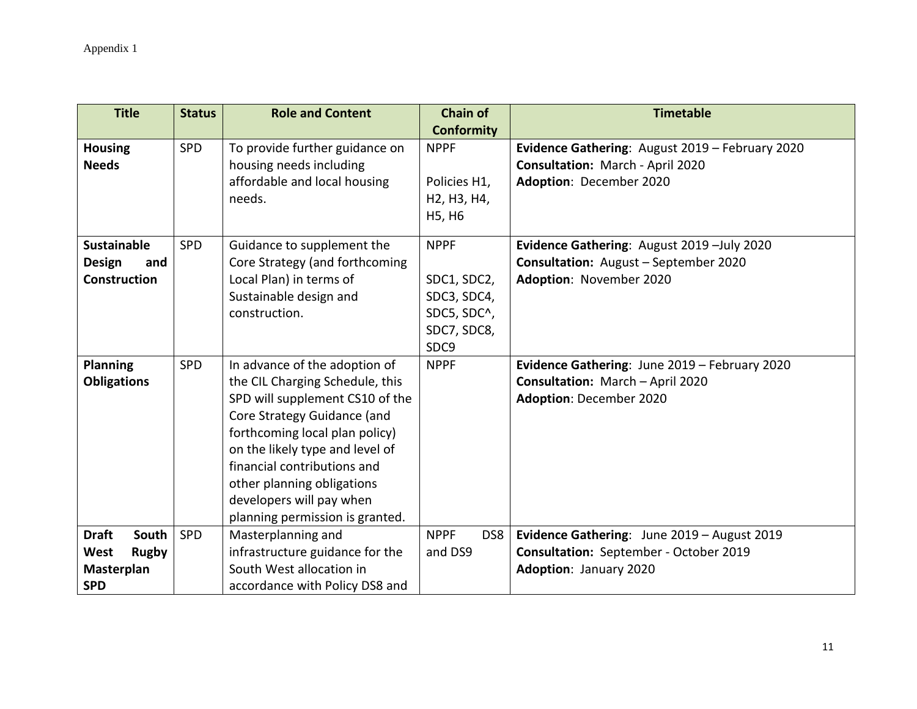Appendix 1

| Title | Status | Role and Content | Chain of Conformity | Timetable |
| --- | --- | --- | --- | --- |
| **Housing Needs** | SPD | To provide further guidance on housing needs including affordable and local housing needs. | NPPF<br><br>Policies H1, H2, H3, H4, H5, H6 | **Evidence Gathering**: August 2019 – February 2020<br>**Consultation:** March - April 2020<br>**Adoption**: December 2020 |
| **Sustainable Design and Construction** | SPD | Guidance to supplement the Core Strategy (and forthcoming Local Plan) in terms of Sustainable design and construction. | NPPF<br><br>SDC1, SDC2, SDC3, SDC4, SDC5, SDC^, SDC7, SDC8, SDC9 | **Evidence Gathering**: August 2019 –July 2020<br>**Consultation:** August – September 2020<br>**Adoption**: November 2020 |
| **Planning Obligations** | SPD | In advance of the adoption of the CIL Charging Schedule, this SPD will supplement CS10 of the Core Strategy Guidance (and forthcoming local plan policy) on the likely type and level of financial contributions and other planning obligations developers will pay when planning permission is granted. | NPPF | **Evidence Gathering**: June 2019 – February 2020<br>**Consultation:** March – April 2020<br>**Adoption**: December 2020 |
| **Draft South West Rugby Masterplan SPD** | SPD | Masterplanning and infrastructure guidance for the South West allocation in accordance with Policy DS8 and | NPPF DS8 and DS9 | **Evidence Gathering**: June 2019 – August 2019<br>**Consultation:** September - October 2019<br>**Adoption**: January 2020 |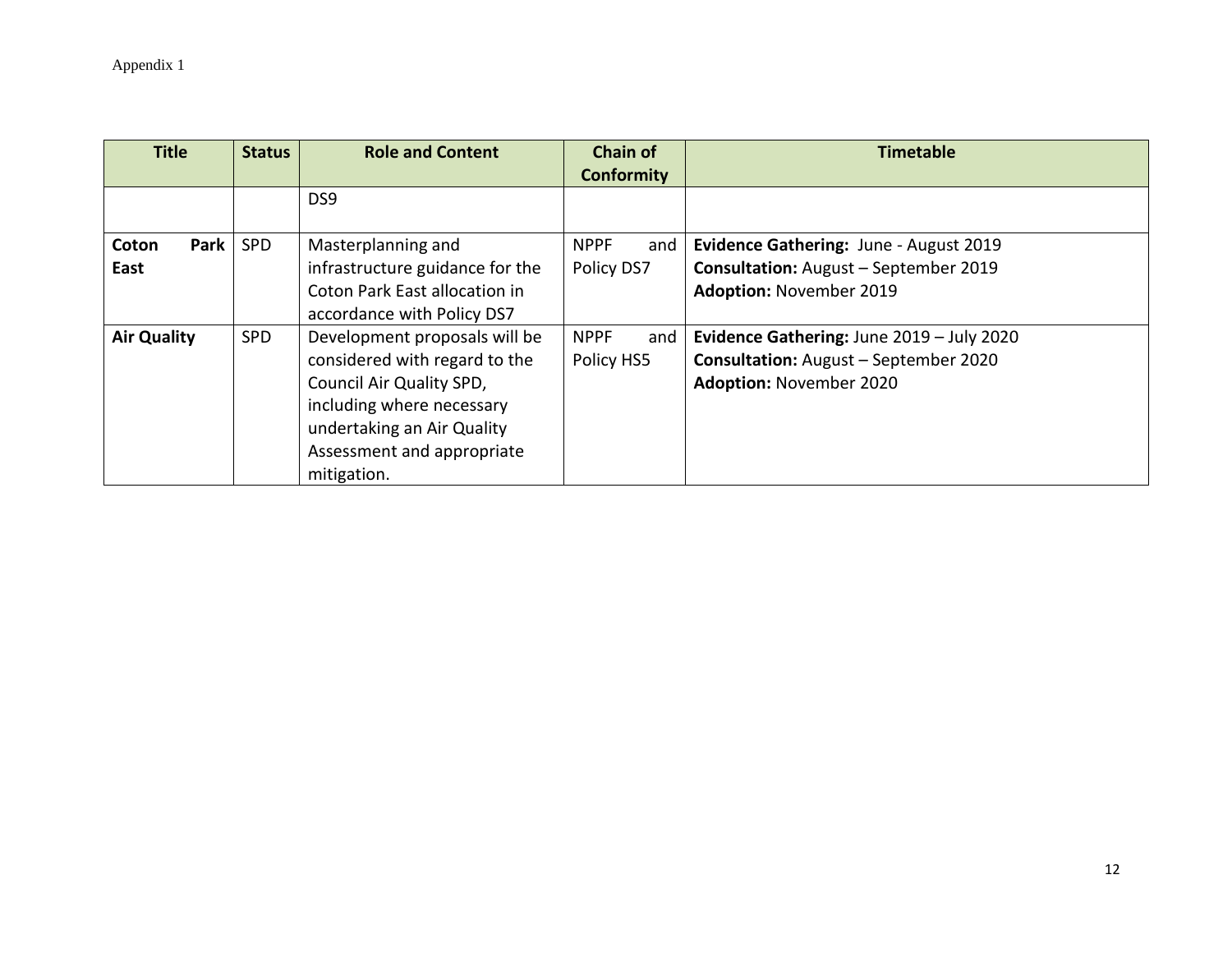Appendix 1

| Title | Status | Role and Content | Chain of Conformity | Timetable |
|---|---|---|---|---|
| | | DS9 | | |
| **Coton Park East** | SPD | Masterplanning and infrastructure guidance for the Coton Park East allocation in accordance with Policy DS7 | NPPF and Policy DS7 | **Evidence Gathering:** June - August 2019<br>**Consultation:** August – September 2019<br>**Adoption:** November 2019 |
| **Air Quality** | SPD | Development proposals will be considered with regard to the Council Air Quality SPD, including where necessary undertaking an Air Quality Assessment and appropriate mitigation. | NPPF and Policy HS5 | **Evidence Gathering:** June 2019 – July 2020<br>**Consultation:** August – September 2020<br>**Adoption:** November 2020 |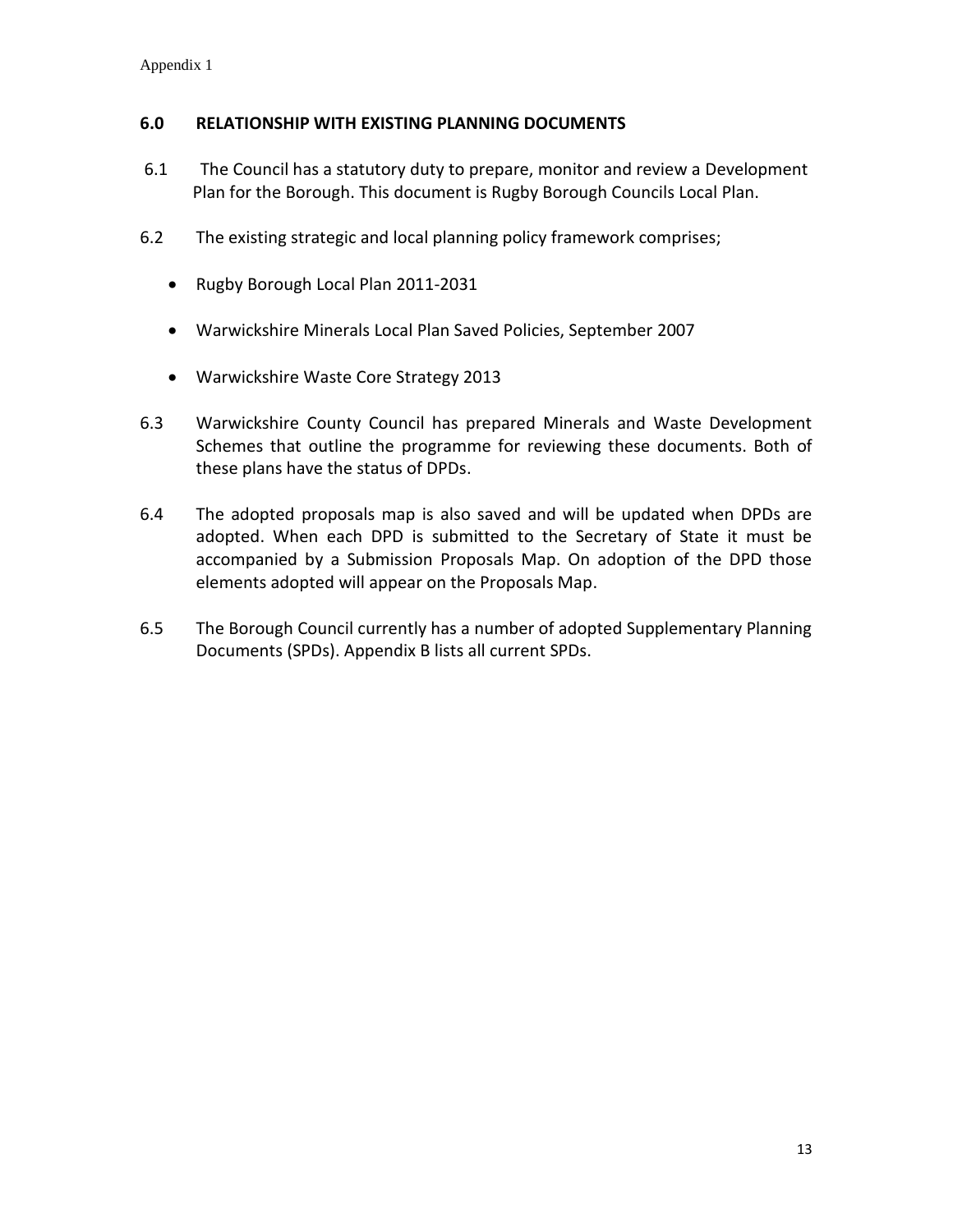## 6.0 RELATIONSHIP WITH EXISTING PLANNING DOCUMENTS

6.1 The Council has a statutory duty to prepare, monitor and review a Development Plan for the Borough. This document is Rugby Borough Councils Local Plan.

6.2 The existing strategic and local planning policy framework comprises;

- Rugby Borough Local Plan 2011-2031
- Warwickshire Minerals Local Plan Saved Policies, September 2007
- Warwickshire Waste Core Strategy 2013

6.3 Warwickshire County Council has prepared Minerals and Waste Development Schemes that outline the programme for reviewing these documents. Both of these plans have the status of DPDs.

6.4 The adopted proposals map is also saved and will be updated when DPDs are adopted. When each DPD is submitted to the Secretary of State it must be accompanied by a Submission Proposals Map. On adoption of the DPD those elements adopted will appear on the Proposals Map.

6.5 The Borough Council currently has a number of adopted Supplementary Planning Documents (SPDs). Appendix B lists all current SPDs.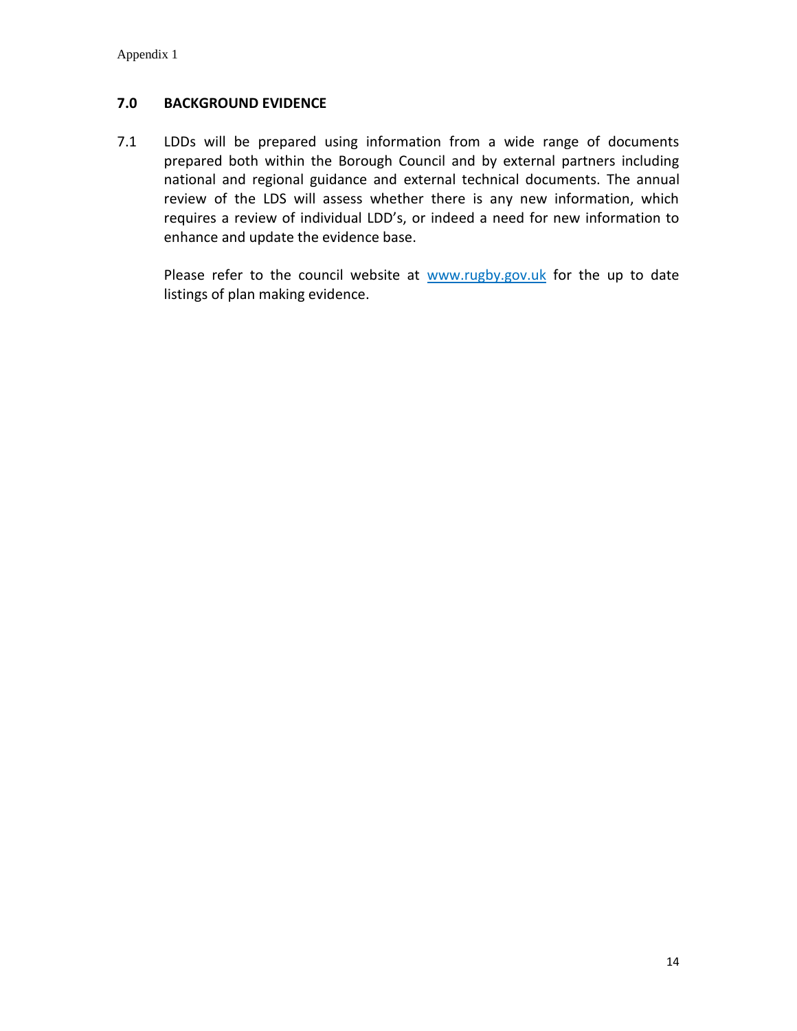## 7.0 BACKGROUND EVIDENCE

7.1 LDDs will be prepared using information from a wide range of documents prepared both within the Borough Council and by external partners including national and regional guidance and external technical documents. The annual review of the LDS will assess whether there is any new information, which requires a review of individual LDD's, or indeed a need for new information to enhance and update the evidence base.

Please refer to the council website at [www.rugby.gov.uk](http://www.rugby.gov.uk) for the up to date listings of plan making evidence.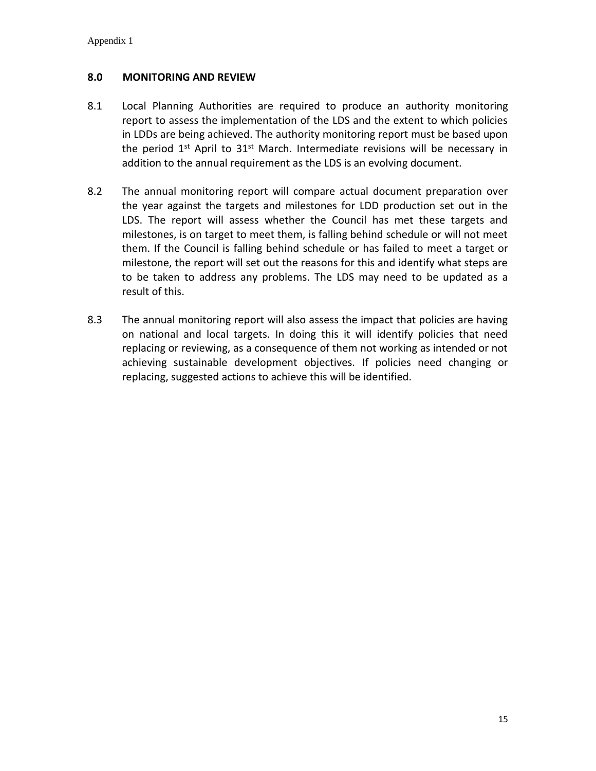## 8.0 MONITORING AND REVIEW

8.1 Local Planning Authorities are required to produce an authority monitoring report to assess the implementation of the LDS and the extent to which policies in LDDs are being achieved. The authority monitoring report must be based upon the period 1st April to 31st March. Intermediate revisions will be necessary in addition to the annual requirement as the LDS is an evolving document.

8.2 The annual monitoring report will compare actual document preparation over the year against the targets and milestones for LDD production set out in the LDS. The report will assess whether the Council has met these targets and milestones, is on target to meet them, is falling behind schedule or will not meet them. If the Council is falling behind schedule or has failed to meet a target or milestone, the report will set out the reasons for this and identify what steps are to be taken to address any problems. The LDS may need to be updated as a result of this.

8.3 The annual monitoring report will also assess the impact that policies are having on national and local targets. In doing this it will identify policies that need replacing or reviewing, as a consequence of them not working as intended or not achieving sustainable development objectives. If policies need changing or replacing, suggested actions to achieve this will be identified.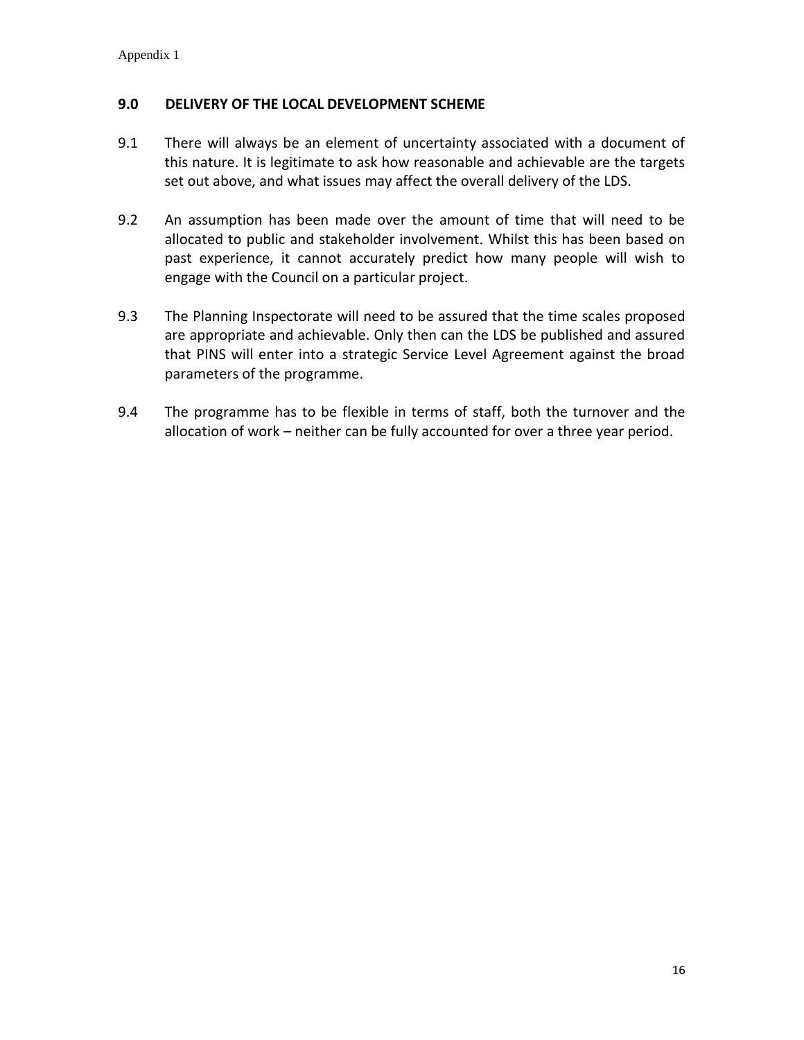## 9.0 DELIVERY OF THE LOCAL DEVELOPMENT SCHEME

9.1 There will always be an element of uncertainty associated with a document of this nature. It is legitimate to ask how reasonable and achievable are the targets set out above, and what issues may affect the overall delivery of the LDS.

9.2 An assumption has been made over the amount of time that will need to be allocated to public and stakeholder involvement. Whilst this has been based on past experience, it cannot accurately predict how many people will wish to engage with the Council on a particular project.

9.3 The Planning Inspectorate will need to be assured that the time scales proposed are appropriate and achievable. Only then can the LDS be published and assured that PINS will enter into a strategic Service Level Agreement against the broad parameters of the programme.

9.4 The programme has to be flexible in terms of staff, both the turnover and the allocation of work – neither can be fully accounted for over a three year period.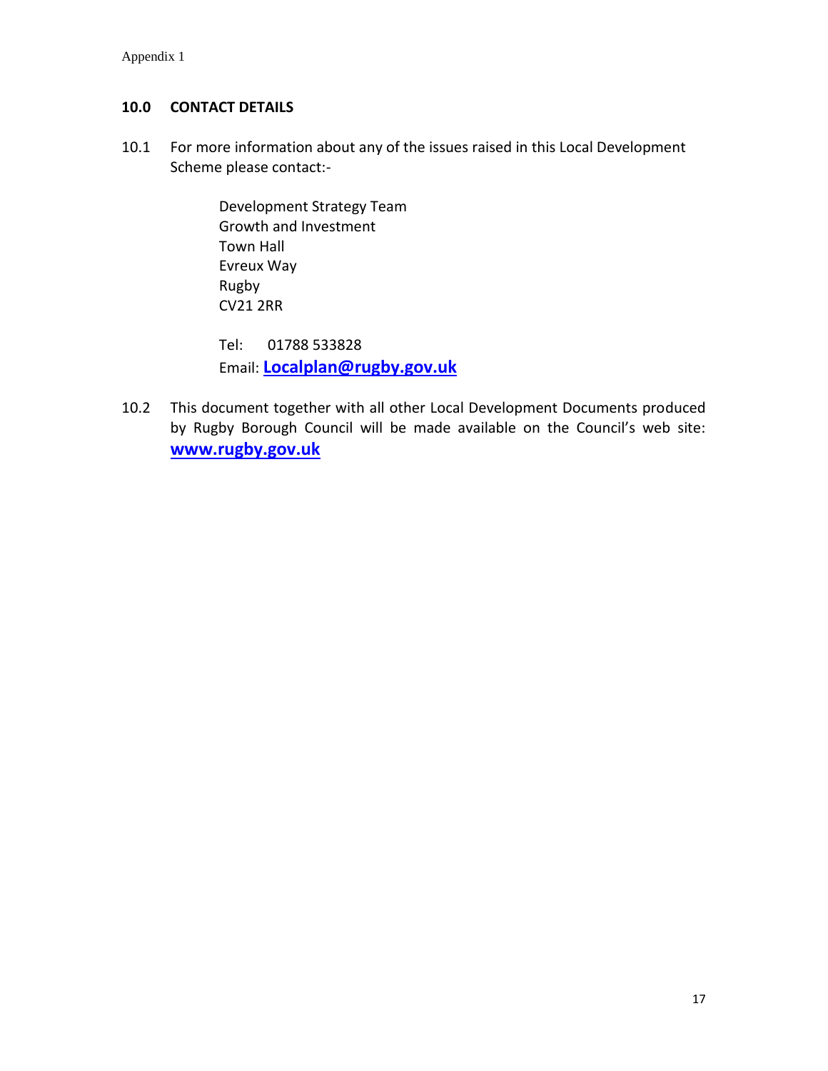## 10.0 CONTACT DETAILS

10.1 For more information about any of the issues raised in this Local Development Scheme please contact:-

> Development Strategy Team
> Growth and Investment
> Town Hall
> Evreux Way
> Rugby
> CV21 2RR
>
> Tel: 01788 533828
> Email: **Localplan@rugby.gov.uk**

10.2 This document together with all other Local Development Documents produced by Rugby Borough Council will be made available on the Council's web site: **www.rugby.gov.uk**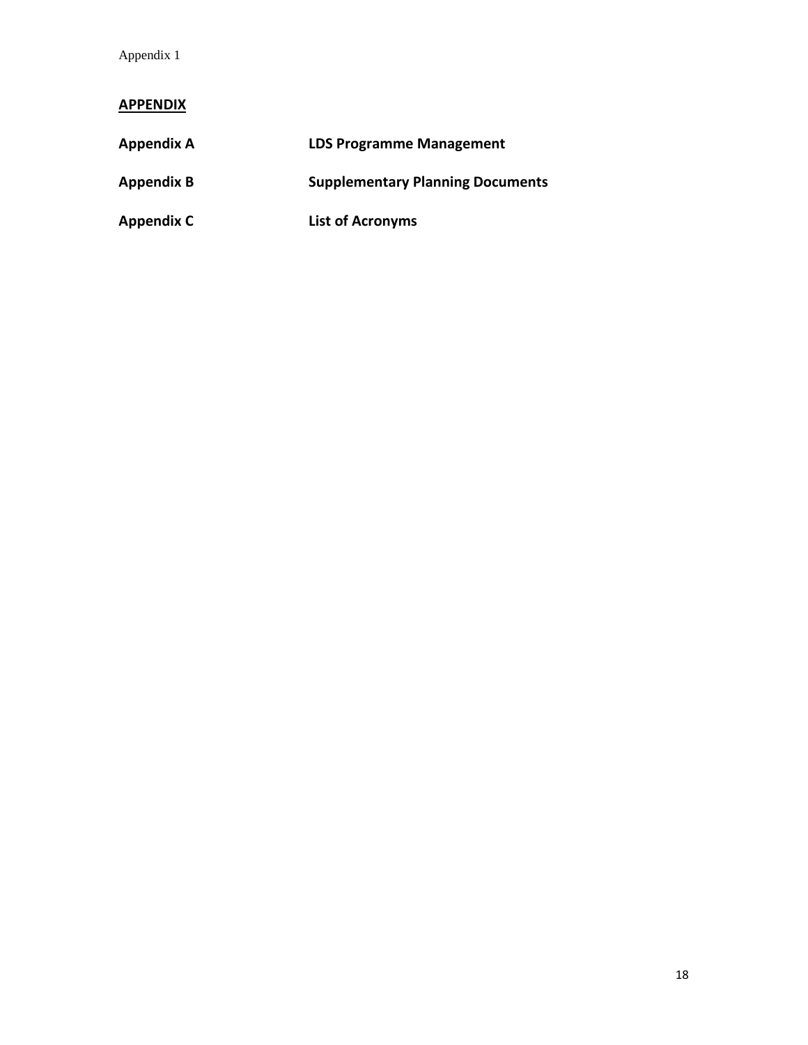Appendix 1

**APPENDIX**

| | |
|---|---|
| **Appendix A** | **LDS Programme Management** |
| **Appendix B** | **Supplementary Planning Documents** |
| **Appendix C** | **List of Acronyms** |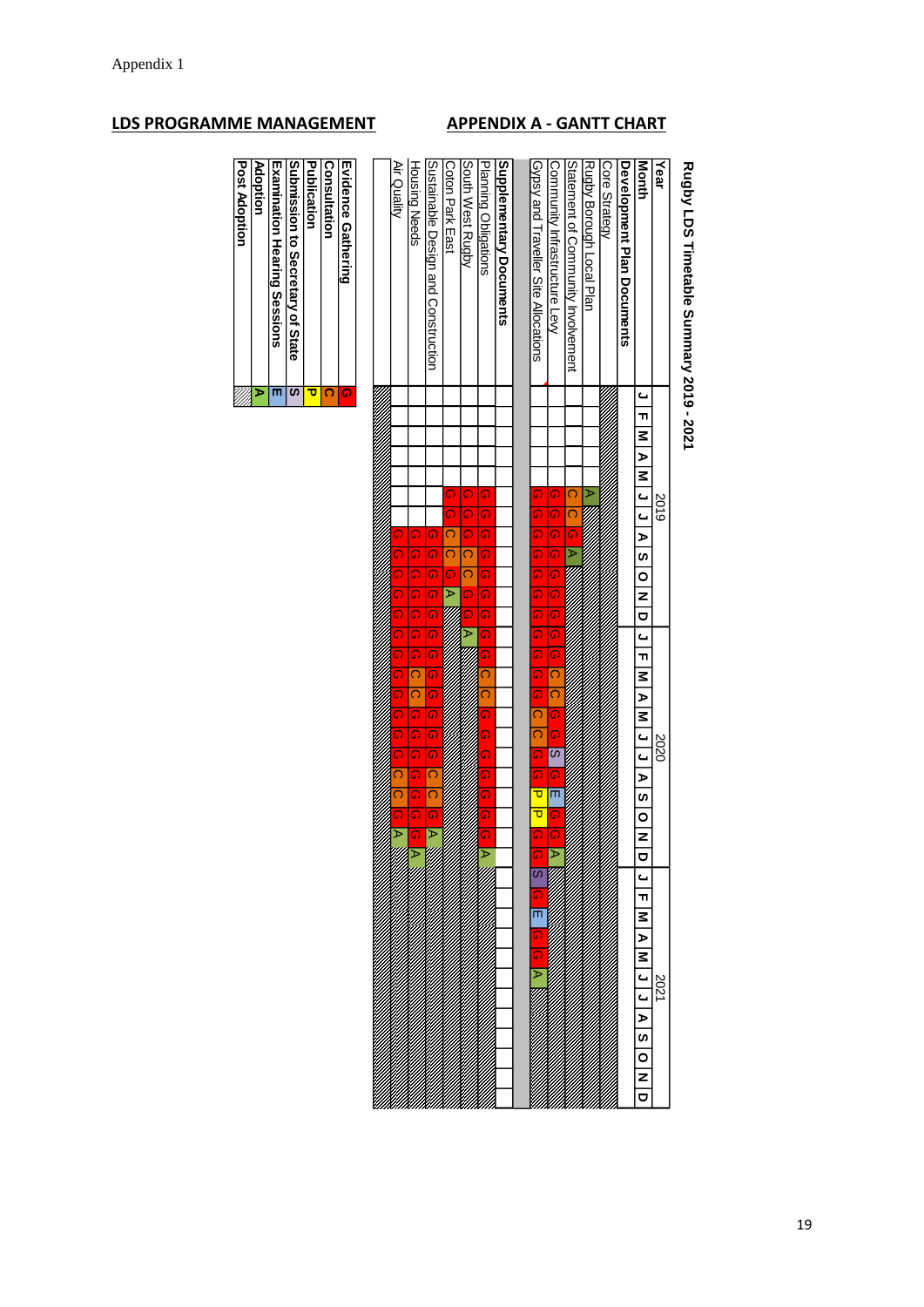Appendix 1

**LDS PROGRAMME MANAGEMENT** **APPENDIX A - GANTT CHART**

## Rugby LDS Timetable Summary 2019 - 2021

| Year | 2019 | | | | | | | | | | | | 2020 | | | | | | | | | | | | 2021 | | | | | | | | | | | |
|---|---|---|---|---|---|---|---|---|---|---|---|---|---|---|---|---|---|---|---|---|---|---|---|---|---|---|---|---|---|---|---|---|---|---|---|---|
| **Month** | J | F | M | A | M | J | J | A | S | O | N | D | J | F | M | A | M | J | J | A | S | O | N | D | J | F | M | A | M | J | J | A | S | O | N | D |
| **Development Plan Documents** | | | | | | | | | | | | | | | | | | | | | | | | | | | | | | | | | | | | |
| Core Strategy | | | | | | | | | | | | | | | | | | | | | | | | | | | | | | | | | | | | |
| Rugby Borough Local Plan | | | | | | A | | | | | | | | | | | | | | | | | | | | | | | | | | | | | | |
| Statement of Community Involvement | | | | | | C | C | G | A | | | | | | | | | | | | | | | | | | | | | | | | | | | |
| Community Infrastructure Levy | | | | | | G | G | G | G | G | G | G | G | G | C | C | G | G | S | G | E | G | G | A | | | | | | | | | | | | |
| Gypsy and Traveller Site Allocations | | | | | | G | G | G | G | G | G | G | G | G | G | G | C | C | G | G | P | P | G | G | S | G | E | G | G | A | | | | | | |
| **Supplementary Documents** | | | | | | | | | | | | | | | | | | | | | | | | | | | | | | | | | | | | |
| Planning Obligations | | | | | | G | G | G | G | G | G | G | G | G | C | C | G | G | G | G | G | G | G | A | | | | | | | | | | | | |
| South West Rugby | | | | | | G | G | G | C | C | G | G | A | | | | | | | | | | | | | | | | | | | | | | | |
| Coton Park East | | | | | | G | G | C | C | G | A | | | | | | | | | | | | | | | | | | | | | | | | | |
| Sustainable Design and Construction | | | | | | | | G | G | G | G | G | G | G | G | G | G | G | G | C | C | G | A | | | | | | | | | | | | | |
| Housing Needs | | | | | | | | G | G | G | G | G | G | G | C | C | G | G | G | G | G | G | G | A | | | | | | | | | | | | |
| Air Quality | | | | | | | | G | G | G | G | G | G | G | G | G | G | G | G | C | C | G | A | | | | | | | | | | | | | |

| Key | |
|---|---|
| **Evidence Gathering** | G |
| **Consultation** | C |
| **Publication** | P |
| **Submission to Secretary of State** | S |
| **Examination Hearing Sessions** | E |
| **Adoption** | A |
| **Post Adoption** | (hatched) |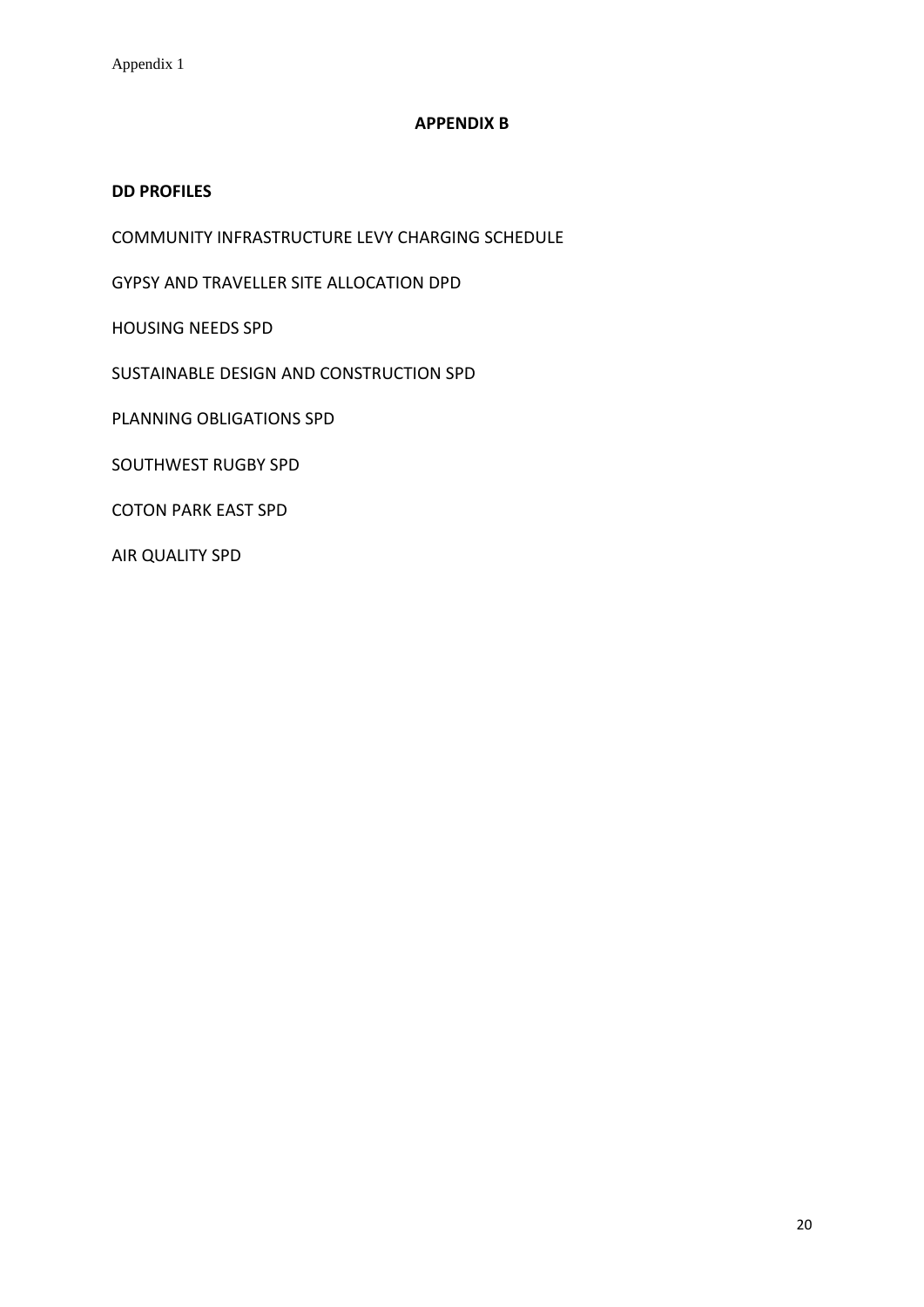## APPENDIX B

**DD PROFILES**

COMMUNITY INFRASTRUCTURE LEVY CHARGING SCHEDULE

GYPSY AND TRAVELLER SITE ALLOCATION DPD

HOUSING NEEDS SPD

SUSTAINABLE DESIGN AND CONSTRUCTION SPD

PLANNING OBLIGATIONS SPD

SOUTHWEST RUGBY SPD

COTON PARK EAST SPD

AIR QUALITY SPD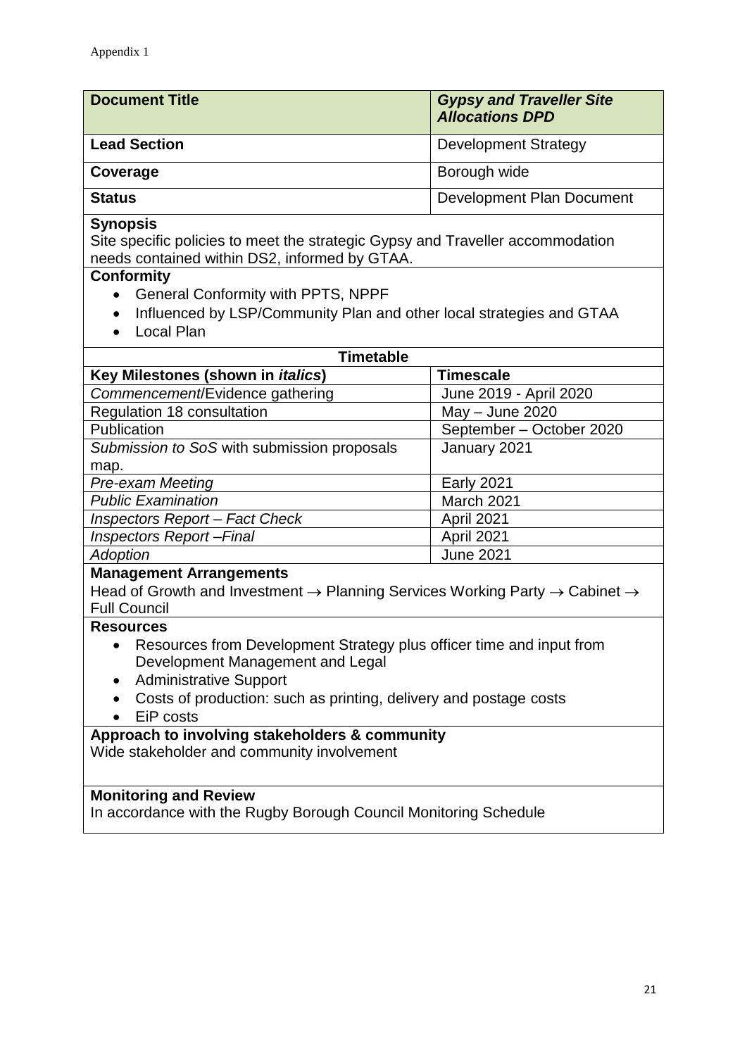Appendix 1

| **Document Title** | ***Gypsy and Traveller Site Allocations DPD*** |
|---|---|
| **Lead Section** | Development Strategy |
| **Coverage** | Borough wide |
| **Status** | Development Plan Document |

**Synopsis**

Site specific policies to meet the strategic Gypsy and Traveller accommodation needs contained within DS2, informed by GTAA.

**Conformity**

- General Conformity with PPTS, NPPF
- Influenced by LSP/Community Plan and other local strategies and GTAA
- Local Plan

**Timetable**

| **Key Milestones (shown in *italics*)** | **Timescale** |
|---|---|
| *Commencement*/Evidence gathering | June 2019 - April 2020 |
| Regulation 18 consultation | May – June 2020 |
| Publication | September – October 2020 |
| *Submission to SoS* with submission proposals map. | January 2021 |
| *Pre-exam Meeting* | Early 2021 |
| *Public Examination* | March 2021 |
| *Inspectors Report – Fact Check* | April 2021 |
| *Inspectors Report –Final* | April 2021 |
| *Adoption* | June 2021 |

**Management Arrangements**

Head of Growth and Investment → Planning Services Working Party → Cabinet → Full Council

**Resources**

- Resources from Development Strategy plus officer time and input from Development Management and Legal
- Administrative Support
- Costs of production: such as printing, delivery and postage costs
- EiP costs

**Approach to involving stakeholders & community**

Wide stakeholder and community involvement

**Monitoring and Review**

In accordance with the Rugby Borough Council Monitoring Schedule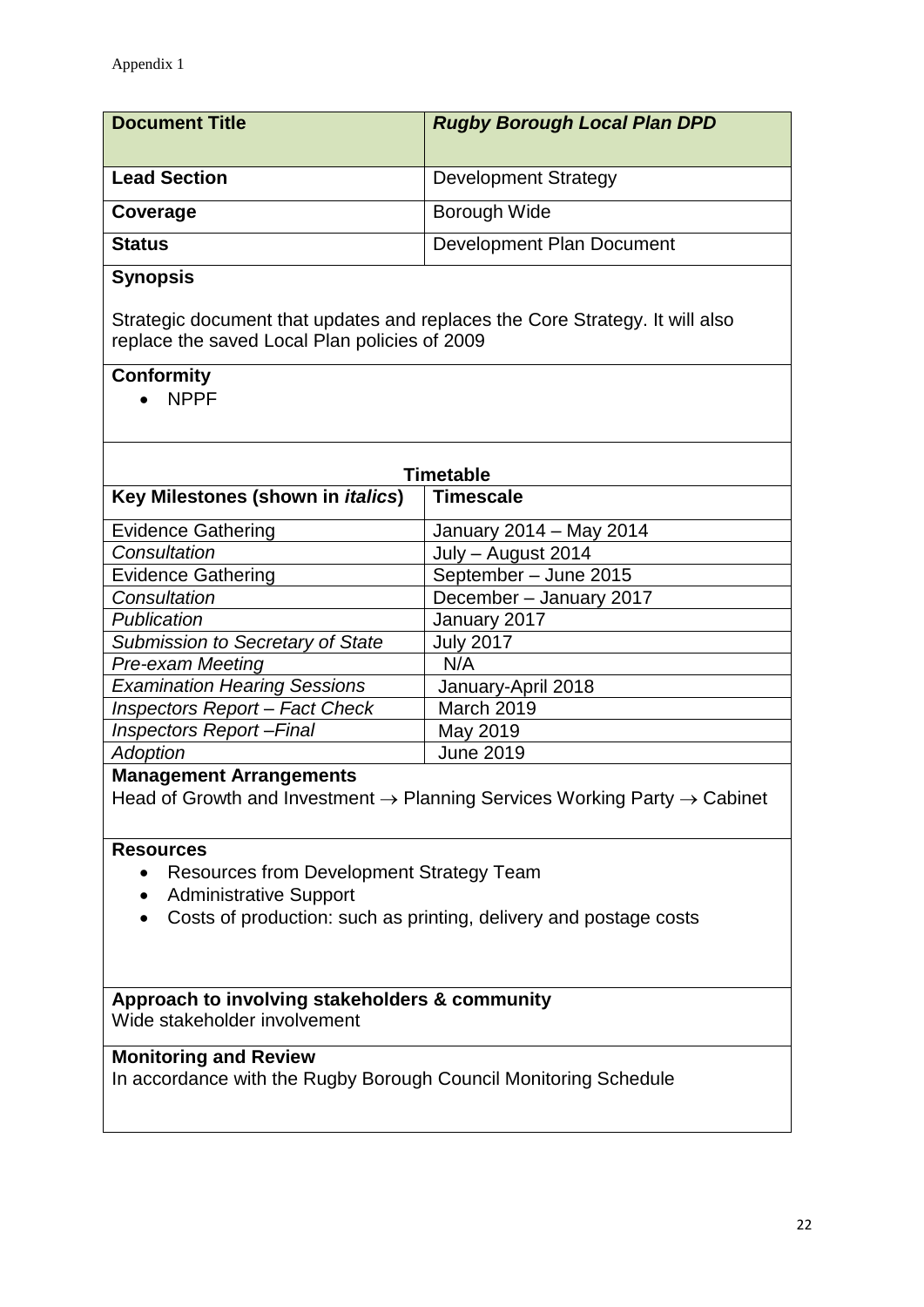Appendix 1

| **Document Title** | ***Rugby Borough Local Plan DPD*** |
|---|---|
| **Lead Section** | Development Strategy |
| **Coverage** | Borough Wide |
| **Status** | Development Plan Document |

**Synopsis**

Strategic document that updates and replaces the Core Strategy. It will also replace the saved Local Plan policies of 2009

**Conformity**

- NPPF

**Timetable**

| **Key Milestones (shown in *italics*)** | **Timescale** |
|---|---|
| Evidence Gathering | January 2014 – May 2014 |
| *Consultation* | July – August 2014 |
| Evidence Gathering | September – June 2015 |
| *Consultation* | December – January 2017 |
| *Publication* | January 2017 |
| *Submission to Secretary of State* | July 2017 |
| *Pre-exam Meeting* | N/A |
| *Examination Hearing Sessions* | January-April 2018 |
| *Inspectors Report – Fact Check* | March 2019 |
| *Inspectors Report –Final* | May 2019 |
| *Adoption* | June 2019 |

**Management Arrangements**

Head of Growth and Investment → Planning Services Working Party → Cabinet

**Resources**

- Resources from Development Strategy Team
- Administrative Support
- Costs of production: such as printing, delivery and postage costs

**Approach to involving stakeholders & community**

Wide stakeholder involvement

**Monitoring and Review**

In accordance with the Rugby Borough Council Monitoring Schedule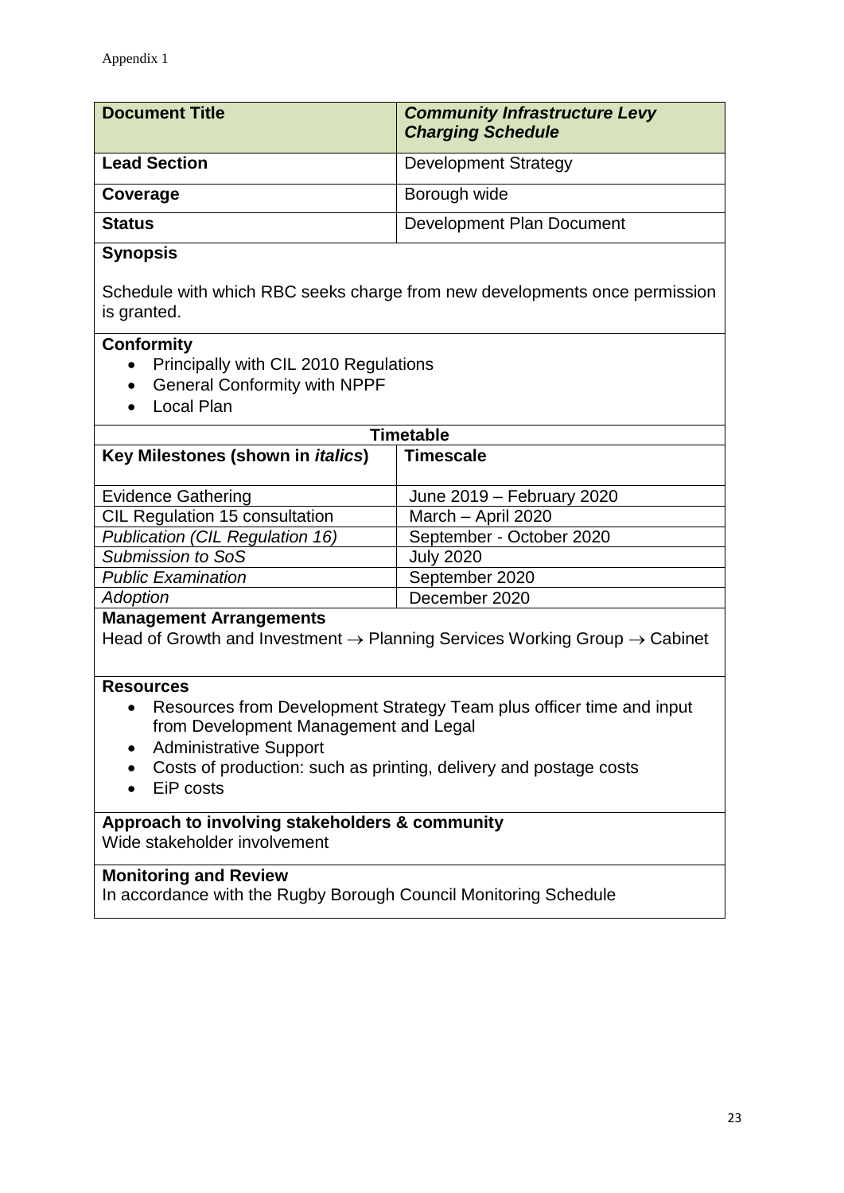Appendix 1

| **Document Title** | ***Community Infrastructure Levy Charging Schedule*** |
|---|---|
| **Lead Section** | Development Strategy |
| **Coverage** | Borough wide |
| **Status** | Development Plan Document |

**Synopsis**

Schedule with which RBC seeks charge from new developments once permission is granted.

**Conformity**

- Principally with CIL 2010 Regulations
- General Conformity with NPPF
- Local Plan

**Timetable**

| **Key Milestones (shown in *italics*)** | **Timescale** |
|---|---|
| Evidence Gathering | June 2019 – February 2020 |
| CIL Regulation 15 consultation | March – April 2020 |
| *Publication (CIL Regulation 16)* | September - October 2020 |
| *Submission to SoS* | July 2020 |
| *Public Examination* | September 2020 |
| *Adoption* | December 2020 |

**Management Arrangements**

Head of Growth and Investment → Planning Services Working Group → Cabinet

**Resources**

- Resources from Development Strategy Team plus officer time and input from Development Management and Legal
- Administrative Support
- Costs of production: such as printing, delivery and postage costs
- EiP costs

**Approach to involving stakeholders & community**

Wide stakeholder involvement

**Monitoring and Review**

In accordance with the Rugby Borough Council Monitoring Schedule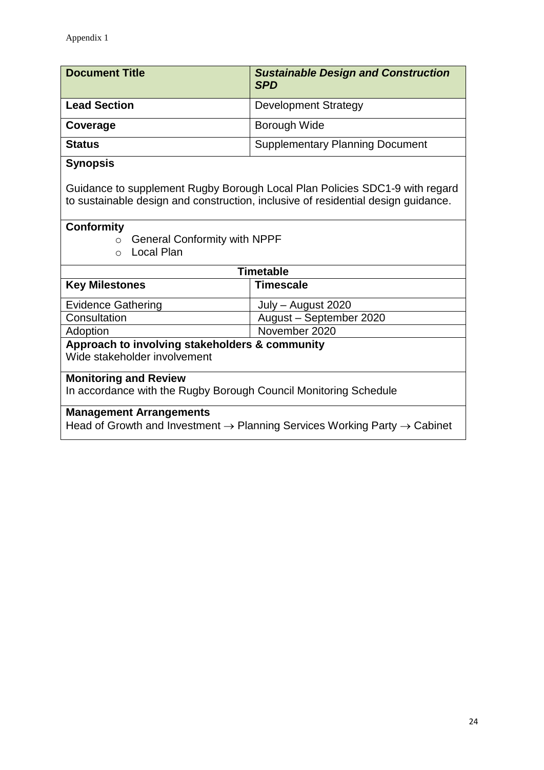Appendix 1

| Document Title | ***Sustainable Design and Construction SPD*** |
|---|---|
| **Lead Section** | Development Strategy |
| **Coverage** | Borough Wide |
| **Status** | Supplementary Planning Document |

**Synopsis**

Guidance to supplement Rugby Borough Local Plan Policies SDC1-9 with regard to sustainable design and construction, inclusive of residential design guidance.

**Conformity**

- General Conformity with NPPF
- Local Plan

**Timetable**

| Key Milestones | Timescale |
|---|---|
| Evidence Gathering | July – August 2020 |
| Consultation | August – September 2020 |
| Adoption | November 2020 |

**Approach to involving stakeholders & community**
Wide stakeholder involvement

**Monitoring and Review**
In accordance with the Rugby Borough Council Monitoring Schedule

**Management Arrangements**
Head of Growth and Investment → Planning Services Working Party → Cabinet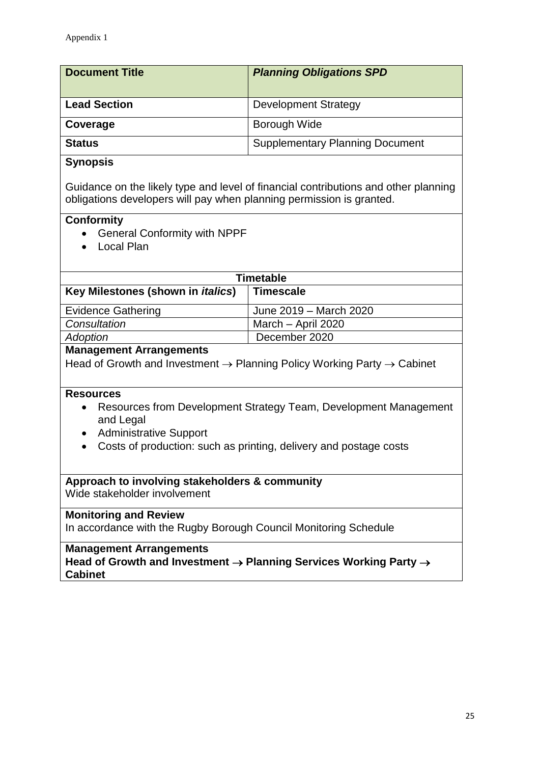Appendix 1

| Document Title | ***Planning Obligations SPD*** |
| --- | --- |
| **Lead Section** | Development Strategy |
| **Coverage** | Borough Wide |
| **Status** | Supplementary Planning Document |

**Synopsis**

Guidance on the likely type and level of financial contributions and other planning obligations developers will pay when planning permission is granted.

**Conformity**

- General Conformity with NPPF
- Local Plan

**Timetable**

| Key Milestones (shown in *italics*) | Timescale |
| --- | --- |
| Evidence Gathering | June 2019 – March 2020 |
| *Consultation* | March – April 2020 |
| *Adoption* | December 2020 |

**Management Arrangements**

Head of Growth and Investment → Planning Policy Working Party → Cabinet

**Resources**

- Resources from Development Strategy Team, Development Management and Legal
- Administrative Support
- Costs of production: such as printing, delivery and postage costs

**Approach to involving stakeholders & community**

Wide stakeholder involvement

**Monitoring and Review**

In accordance with the Rugby Borough Council Monitoring Schedule

**Management Arrangements**

**Head of Growth and Investment → Planning Services Working Party → Cabinet**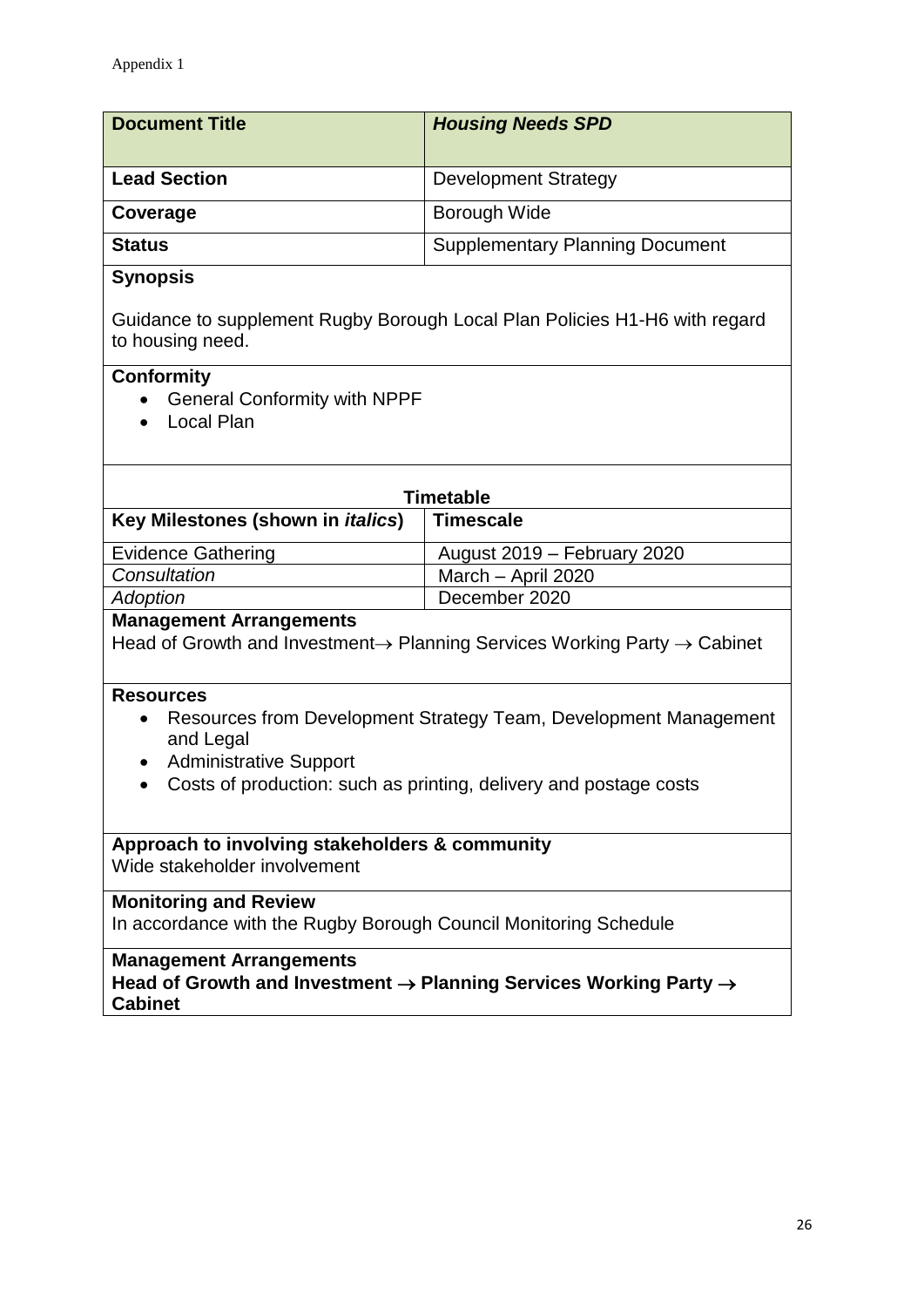Appendix 1

| Document Title | ***Housing Needs SPD*** |
|---|---|
| **Lead Section** | Development Strategy |
| **Coverage** | Borough Wide |
| **Status** | Supplementary Planning Document |

**Synopsis**

Guidance to supplement Rugby Borough Local Plan Policies H1-H6 with regard to housing need.

**Conformity**

- General Conformity with NPPF
- Local Plan

**Timetable**

| Key Milestones (shown in *italics*) | Timescale |
|---|---|
| Evidence Gathering | August 2019 – February 2020 |
| *Consultation* | March – April 2020 |
| *Adoption* | December 2020 |

**Management Arrangements**

Head of Growth and Investment → Planning Services Working Party → Cabinet

**Resources**

- Resources from Development Strategy Team, Development Management and Legal
- Administrative Support
- Costs of production: such as printing, delivery and postage costs

**Approach to involving stakeholders & community**

Wide stakeholder involvement

**Monitoring and Review**

In accordance with the Rugby Borough Council Monitoring Schedule

**Management Arrangements**

**Head of Growth and Investment → Planning Services Working Party → Cabinet**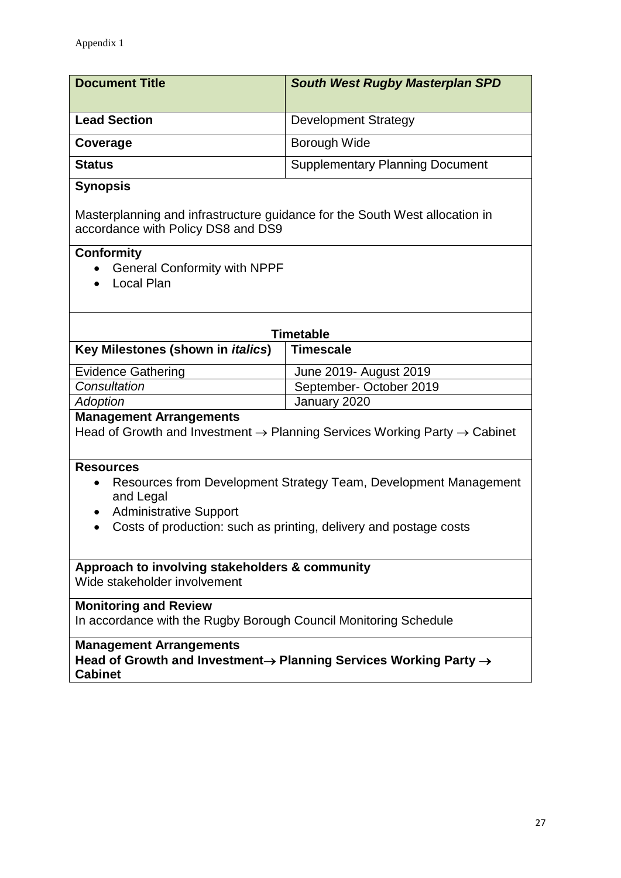Appendix 1

| **Document Title** | ***South West Rugby Masterplan SPD*** |
| --- | --- |
| **Lead Section** | Development Strategy |
| **Coverage** | Borough Wide |
| **Status** | Supplementary Planning Document |

**Synopsis**

Masterplanning and infrastructure guidance for the South West allocation in accordance with Policy DS8 and DS9

**Conformity**

- General Conformity with NPPF
- Local Plan

**Timetable**

| **Key Milestones (shown in *italics*)** | **Timescale** |
| --- | --- |
| Evidence Gathering | June 2019- August 2019 |
| *Consultation* | September- October 2019 |
| *Adoption* | January 2020 |

**Management Arrangements**

Head of Growth and Investment → Planning Services Working Party → Cabinet

**Resources**

- Resources from Development Strategy Team, Development Management and Legal
- Administrative Support
- Costs of production: such as printing, delivery and postage costs

**Approach to involving stakeholders & community**

Wide stakeholder involvement

**Monitoring and Review**

In accordance with the Rugby Borough Council Monitoring Schedule

**Management Arrangements**

**Head of Growth and Investment→ Planning Services Working Party → Cabinet**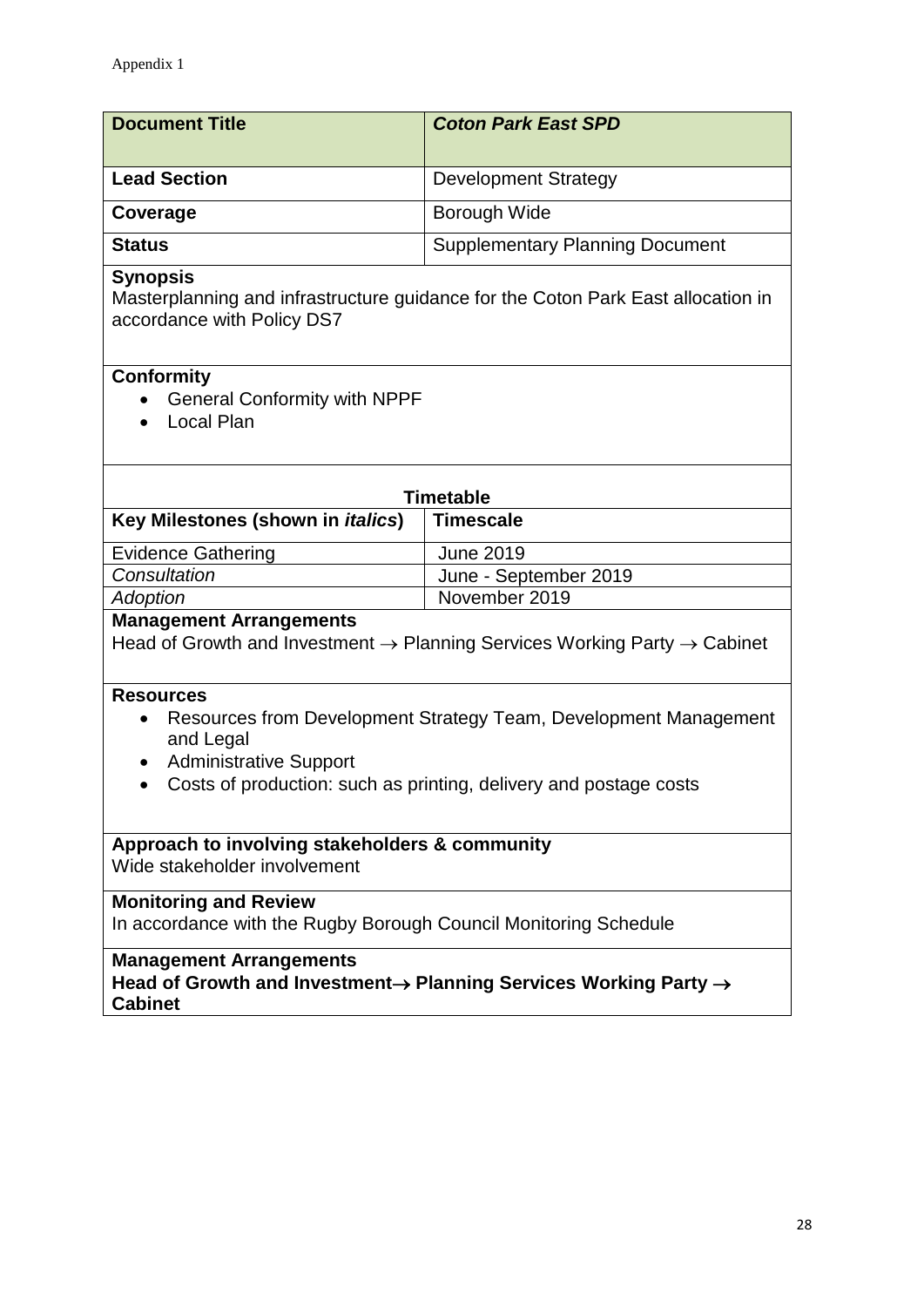Appendix 1

| **Document Title** | ***Coton Park East SPD*** |
|---|---|
| **Lead Section** | Development Strategy |
| **Coverage** | Borough Wide |
| **Status** | Supplementary Planning Document |

**Synopsis**
Masterplanning and infrastructure guidance for the Coton Park East allocation in accordance with Policy DS7

**Conformity**

- General Conformity with NPPF
- Local Plan

**Timetable**

| **Key Milestones (shown in *italics*)** | **Timescale** |
|---|---|
| Evidence Gathering | June 2019 |
| *Consultation* | June - September 2019 |
| *Adoption* | November 2019 |

**Management Arrangements**
Head of Growth and Investment → Planning Services Working Party → Cabinet

**Resources**

- Resources from Development Strategy Team, Development Management and Legal
- Administrative Support
- Costs of production: such as printing, delivery and postage costs

**Approach to involving stakeholders & community**
Wide stakeholder involvement

**Monitoring and Review**
In accordance with the Rugby Borough Council Monitoring Schedule

**Management Arrangements**
**Head of Growth and Investment→ Planning Services Working Party → Cabinet**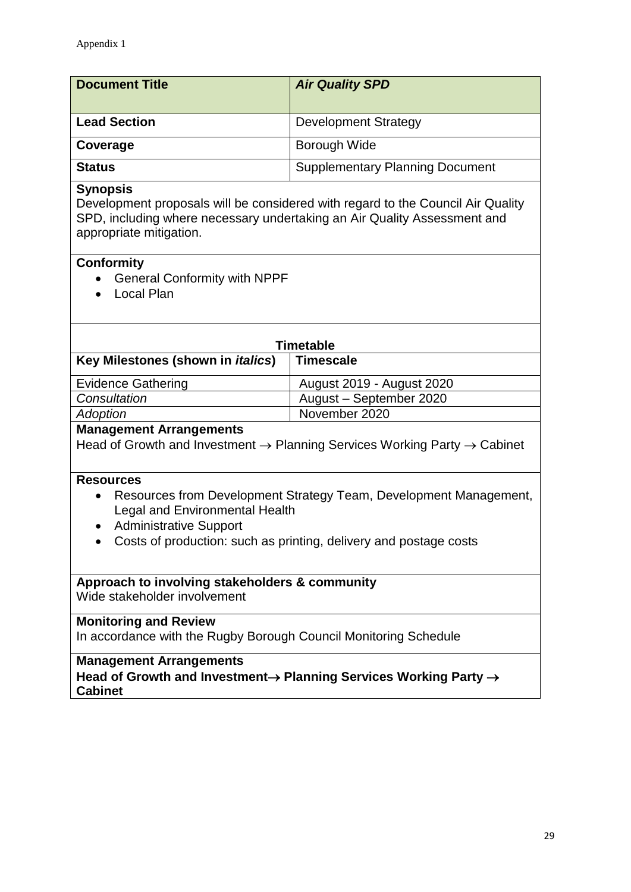Appendix 1

| Document Title | ***Air Quality SPD*** |
|---|---|
| **Lead Section** | Development Strategy |
| **Coverage** | Borough Wide |
| **Status** | Supplementary Planning Document |

**Synopsis**
Development proposals will be considered with regard to the Council Air Quality SPD, including where necessary undertaking an Air Quality Assessment and appropriate mitigation.

**Conformity**

- General Conformity with NPPF
- Local Plan

**Timetable**

| Key Milestones (shown in *italics*) | Timescale |
|---|---|
| Evidence Gathering | August 2019 - August 2020 |
| *Consultation* | August – September 2020 |
| *Adoption* | November 2020 |

**Management Arrangements**
Head of Growth and Investment → Planning Services Working Party → Cabinet

**Resources**

- Resources from Development Strategy Team, Development Management, Legal and Environmental Health
- Administrative Support
- Costs of production: such as printing, delivery and postage costs

**Approach to involving stakeholders & community**
Wide stakeholder involvement

**Monitoring and Review**
In accordance with the Rugby Borough Council Monitoring Schedule

**Management Arrangements**
**Head of Growth and Investment→ Planning Services Working Party → Cabinet**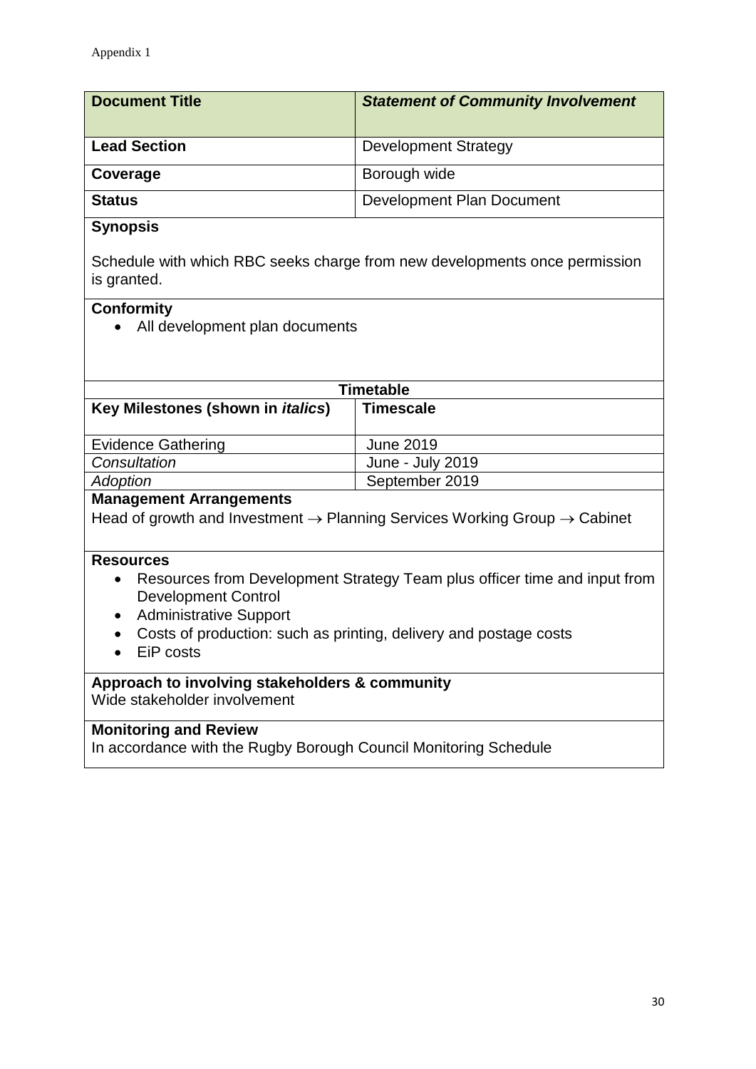Appendix 1

| **Document Title** | ***Statement of Community Involvement*** |
|---|---|
| **Lead Section** | Development Strategy |
| **Coverage** | Borough wide |
| **Status** | Development Plan Document |

**Synopsis**

Schedule with which RBC seeks charge from new developments once permission is granted.

**Conformity**

- All development plan documents

| **Timetable** | |
|---|---|
| **Key Milestones (shown in *italics*)** | **Timescale** |
| Evidence Gathering | June 2019 |
| *Consultation* | June - July 2019 |
| *Adoption* | September 2019 |

**Management Arrangements**

Head of growth and Investment → Planning Services Working Group → Cabinet

**Resources**

- Resources from Development Strategy Team plus officer time and input from Development Control
- Administrative Support
- Costs of production: such as printing, delivery and postage costs
- EiP costs

**Approach to involving stakeholders & community**

Wide stakeholder involvement

**Monitoring and Review**

In accordance with the Rugby Borough Council Monitoring Schedule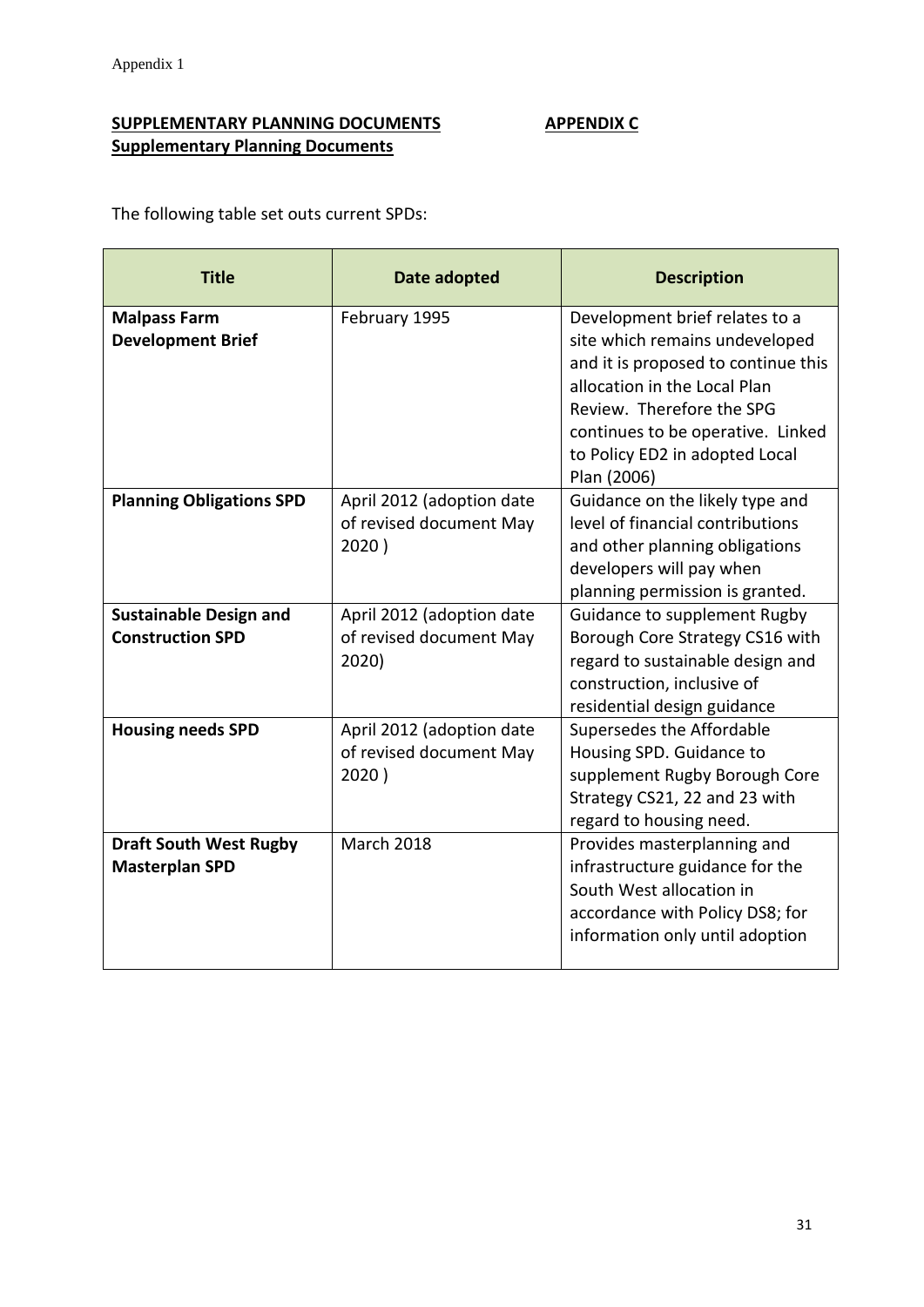Appendix 1

**SUPPLEMENTARY PLANNING DOCUMENTS** **APPENDIX C**
**Supplementary Planning Documents**

The following table set outs current SPDs:

| Title | Date adopted | Description |
|---|---|---|
| **Malpass Farm Development Brief** | February 1995 | Development brief relates to a site which remains undeveloped and it is proposed to continue this allocation in the Local Plan Review. Therefore the SPG continues to be operative. Linked to Policy ED2 in adopted Local Plan (2006) |
| **Planning Obligations SPD** | April 2012 (adoption date of revised document May 2020 ) | Guidance on the likely type and level of financial contributions and other planning obligations developers will pay when planning permission is granted. |
| **Sustainable Design and Construction SPD** | April 2012 (adoption date of revised document May 2020) | Guidance to supplement Rugby Borough Core Strategy CS16 with regard to sustainable design and construction, inclusive of residential design guidance |
| **Housing needs SPD** | April 2012 (adoption date of revised document May 2020 ) | Supersedes the Affordable Housing SPD. Guidance to supplement Rugby Borough Core Strategy CS21, 22 and 23 with regard to housing need. |
| **Draft South West Rugby Masterplan SPD** | March 2018 | Provides masterplanning and infrastructure guidance for the South West allocation in accordance with Policy DS8; for information only until adoption |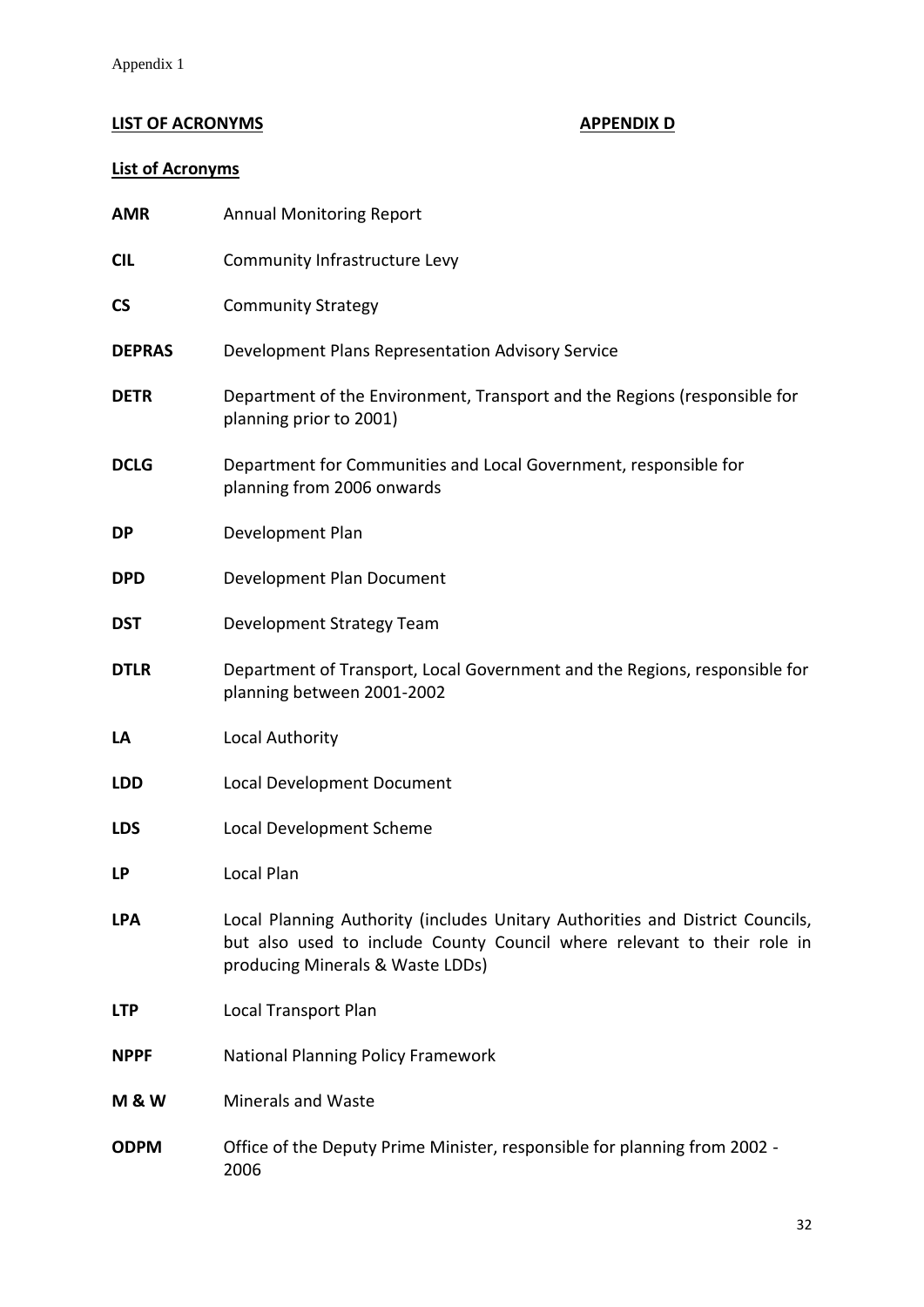Appendix 1

**LIST OF ACRONYMS** **APPENDIX D**

**List of Acronyms**

| | |
|---|---|
| **AMR** | Annual Monitoring Report |
| **CIL** | Community Infrastructure Levy |
| **CS** | Community Strategy |
| **DEPRAS** | Development Plans Representation Advisory Service |
| **DETR** | Department of the Environment, Transport and the Regions (responsible for planning prior to 2001) |
| **DCLG** | Department for Communities and Local Government, responsible for planning from 2006 onwards |
| **DP** | Development Plan |
| **DPD** | Development Plan Document |
| **DST** | Development Strategy Team |
| **DTLR** | Department of Transport, Local Government and the Regions, responsible for planning between 2001-2002 |
| **LA** | Local Authority |
| **LDD** | Local Development Document |
| **LDS** | Local Development Scheme |
| **LP** | Local Plan |
| **LPA** | Local Planning Authority (includes Unitary Authorities and District Councils, but also used to include County Council where relevant to their role in producing Minerals & Waste LDDs) |
| **LTP** | Local Transport Plan |
| **NPPF** | National Planning Policy Framework |
| **M & W** | Minerals and Waste |
| **ODPM** | Office of the Deputy Prime Minister, responsible for planning from 2002 - 2006 |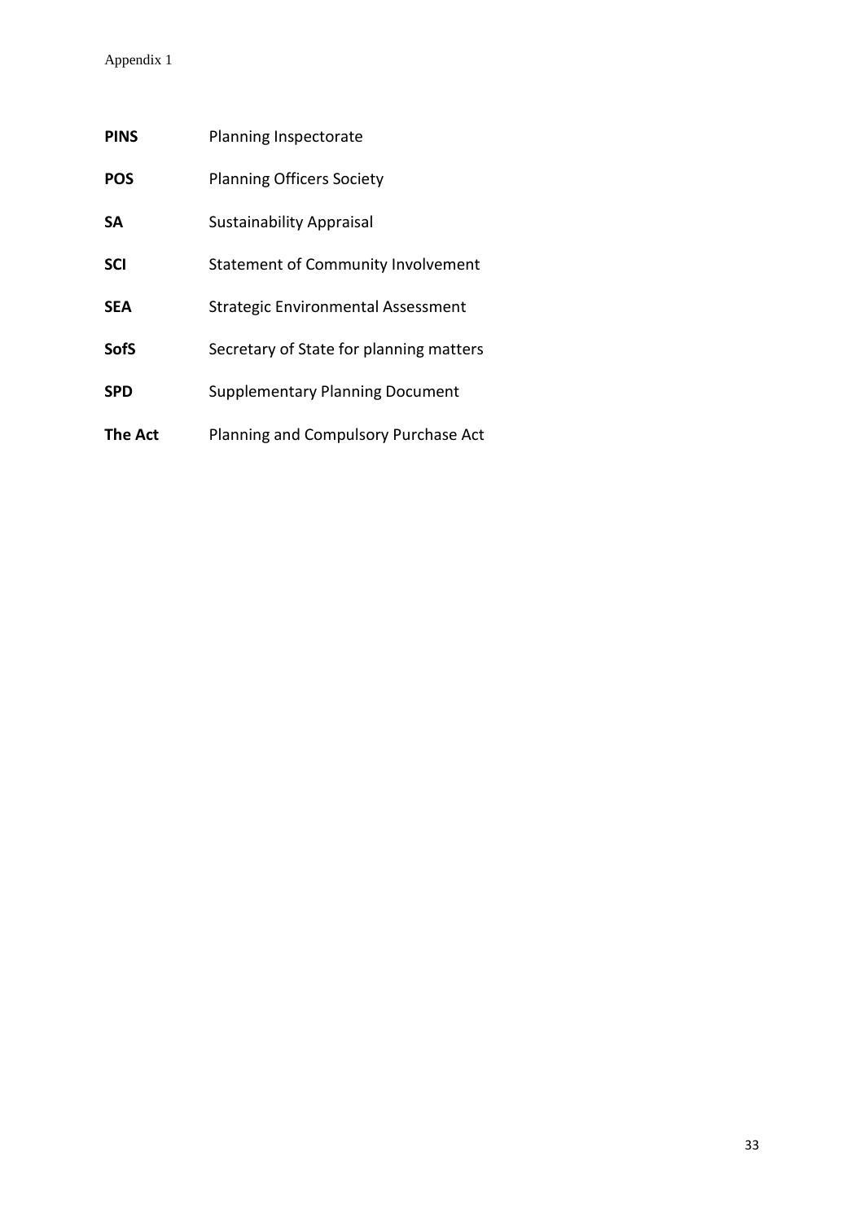| | |
|---|---|
| **PINS** | Planning Inspectorate |
| **POS** | Planning Officers Society |
| **SA** | Sustainability Appraisal |
| **SCI** | Statement of Community Involvement |
| **SEA** | Strategic Environmental Assessment |
| **SofS** | Secretary of State for planning matters |
| **SPD** | Supplementary Planning Document |
| **The Act** | Planning and Compulsory Purchase Act |